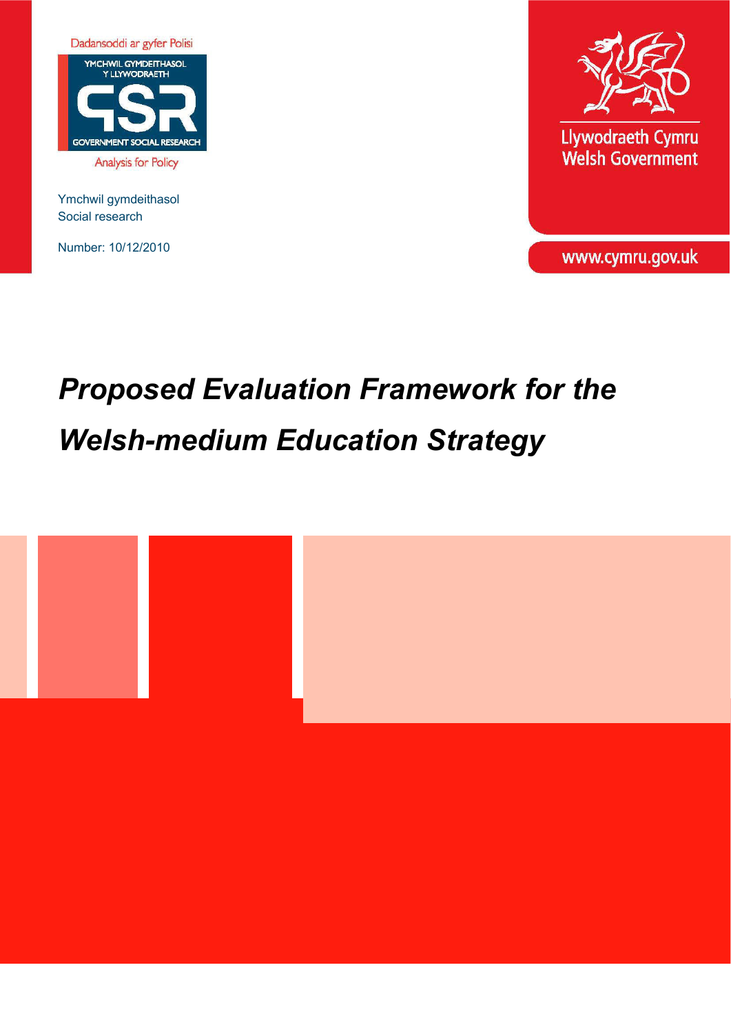Dadansoddi ar gyfer Polisi

YMCHWIL GYMDEITHASOL Y LLYWODRAETH

GSR

GOVERNMENT SOCIAL RESEARCH

Analysis for Policy

Ymchwil gymdeithasol
Social research

Number: 10/12/2010

Llywodraeth Cymru
Welsh Government

www.cymru.gov.uk

# *Proposed Evaluation Framework for the Welsh-medium Education Strategy*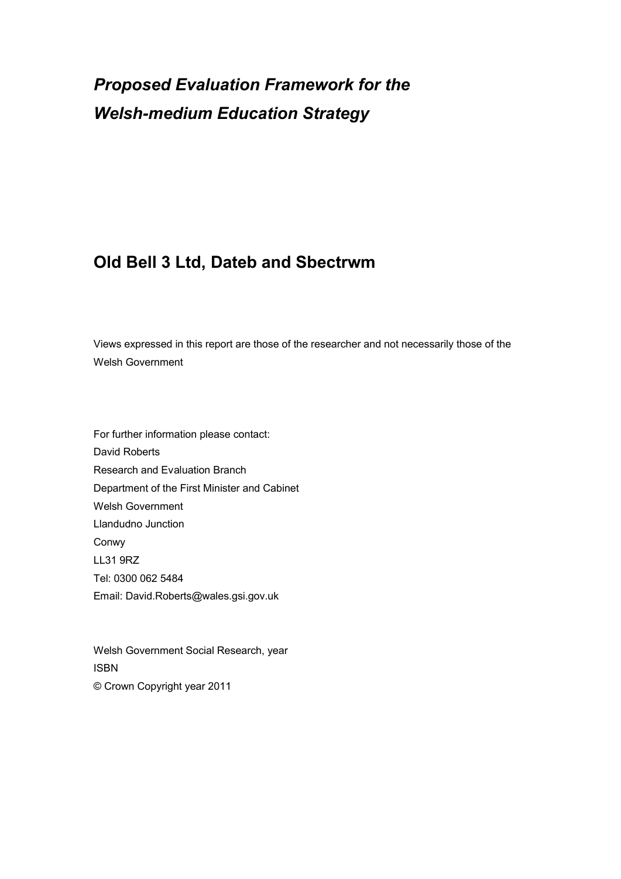# *Proposed Evaluation Framework for the Welsh-medium Education Strategy*

## Old Bell 3 Ltd, Dateb and Sbectrwm

Views expressed in this report are those of the researcher and not necessarily those of the Welsh Government

For further information please contact:
David Roberts
Research and Evaluation Branch
Department of the First Minister and Cabinet
Welsh Government
Llandudno Junction
Conwy
LL31 9RZ
Tel: 0300 062 5484
Email: David.Roberts@wales.gsi.gov.uk

Welsh Government Social Research, year
ISBN
© Crown Copyright year 2011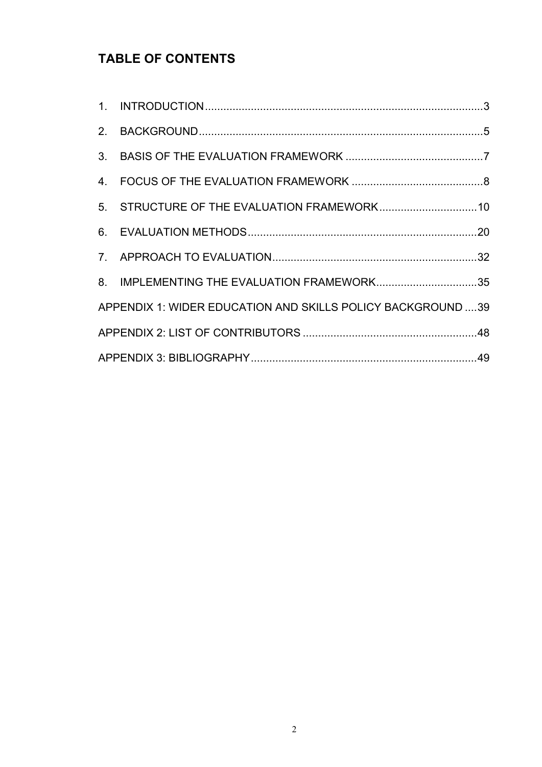## TABLE OF CONTENTS

1. INTRODUCTION ..........3
2. BACKGROUND ..........5
3. BASIS OF THE EVALUATION FRAMEWORK ..........7
4. FOCUS OF THE EVALUATION FRAMEWORK ..........8
5. STRUCTURE OF THE EVALUATION FRAMEWORK ..........10
6. EVALUATION METHODS ..........20
7. APPROACH TO EVALUATION ..........32
8. IMPLEMENTING THE EVALUATION FRAMEWORK ..........35

APPENDIX 1: WIDER EDUCATION AND SKILLS POLICY BACKGROUND ..........39

APPENDIX 2: LIST OF CONTRIBUTORS ..........48

APPENDIX 3: BIBLIOGRAPHY ..........49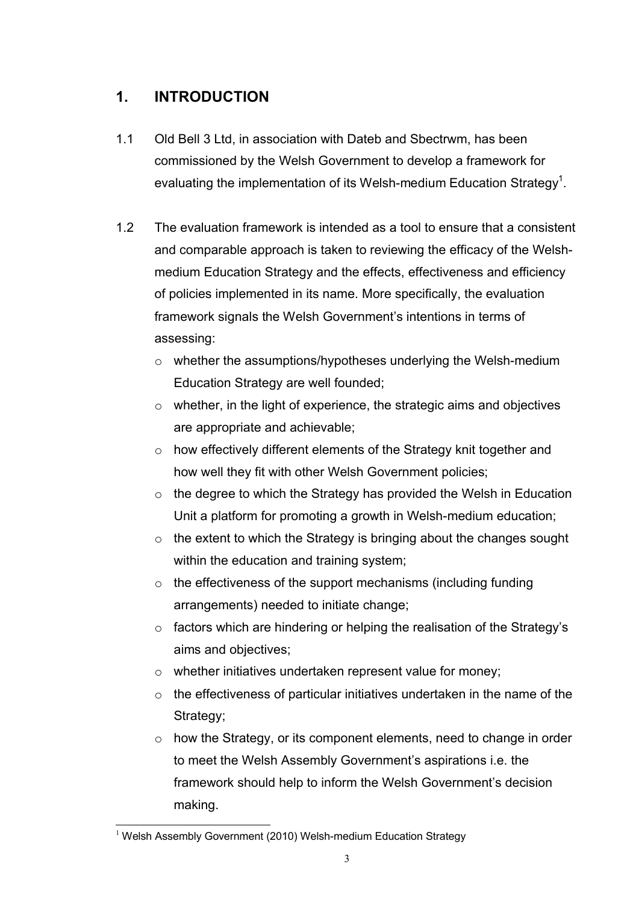# 1. INTRODUCTION

1.1 Old Bell 3 Ltd, in association with Dateb and Sbectrwm, has been commissioned by the Welsh Government to develop a framework for evaluating the implementation of its Welsh-medium Education Strategy[1].

1.2 The evaluation framework is intended as a tool to ensure that a consistent and comparable approach is taken to reviewing the efficacy of the Welsh-medium Education Strategy and the effects, effectiveness and efficiency of policies implemented in its name. More specifically, the evaluation framework signals the Welsh Government's intentions in terms of assessing:

- whether the assumptions/hypotheses underlying the Welsh-medium Education Strategy are well founded;
- whether, in the light of experience, the strategic aims and objectives are appropriate and achievable;
- how effectively different elements of the Strategy knit together and how well they fit with other Welsh Government policies;
- the degree to which the Strategy has provided the Welsh in Education Unit a platform for promoting a growth in Welsh-medium education;
- the extent to which the Strategy is bringing about the changes sought within the education and training system;
- the effectiveness of the support mechanisms (including funding arrangements) needed to initiate change;
- factors which are hindering or helping the realisation of the Strategy's aims and objectives;
- whether initiatives undertaken represent value for money;
- the effectiveness of particular initiatives undertaken in the name of the Strategy;
- how the Strategy, or its component elements, need to change in order to meet the Welsh Assembly Government's aspirations i.e. the framework should help to inform the Welsh Government's decision making.

[1] Welsh Assembly Government (2010) Welsh-medium Education Strategy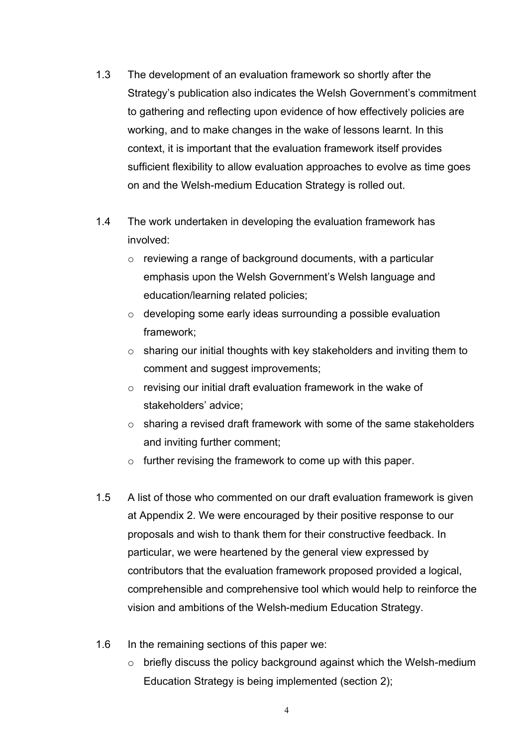1.3 The development of an evaluation framework so shortly after the Strategy's publication also indicates the Welsh Government's commitment to gathering and reflecting upon evidence of how effectively policies are working, and to make changes in the wake of lessons learnt. In this context, it is important that the evaluation framework itself provides sufficient flexibility to allow evaluation approaches to evolve as time goes on and the Welsh-medium Education Strategy is rolled out.

1.4 The work undertaken in developing the evaluation framework has involved:

- reviewing a range of background documents, with a particular emphasis upon the Welsh Government's Welsh language and education/learning related policies;
- developing some early ideas surrounding a possible evaluation framework;
- sharing our initial thoughts with key stakeholders and inviting them to comment and suggest improvements;
- revising our initial draft evaluation framework in the wake of stakeholders' advice;
- sharing a revised draft framework with some of the same stakeholders and inviting further comment;
- further revising the framework to come up with this paper.

1.5 A list of those who commented on our draft evaluation framework is given at Appendix 2. We were encouraged by their positive response to our proposals and wish to thank them for their constructive feedback. In particular, we were heartened by the general view expressed by contributors that the evaluation framework proposed provided a logical, comprehensible and comprehensive tool which would help to reinforce the vision and ambitions of the Welsh-medium Education Strategy.

1.6 In the remaining sections of this paper we:

- briefly discuss the policy background against which the Welsh-medium Education Strategy is being implemented (section 2);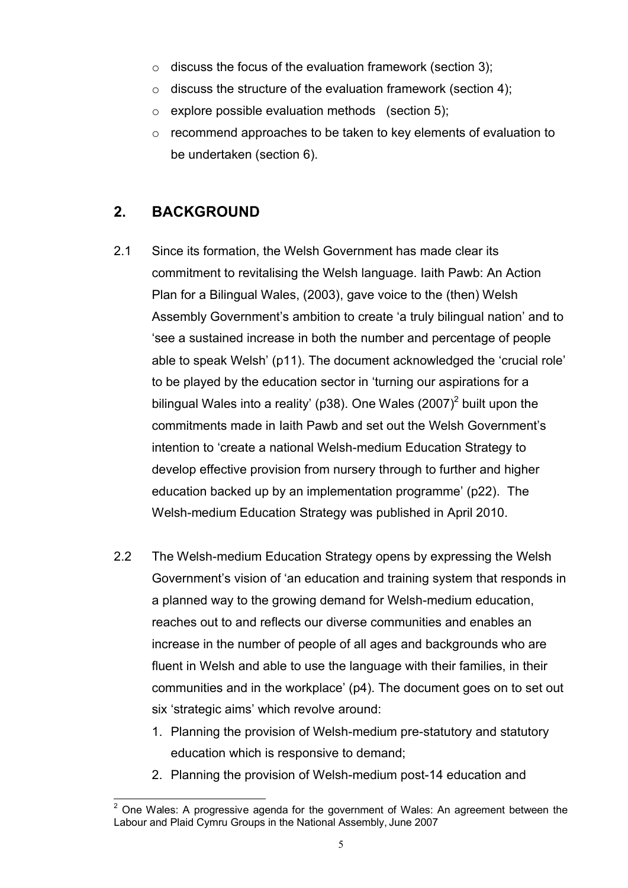- discuss the focus of the evaluation framework (section 3);
- discuss the structure of the evaluation framework (section 4);
- explore possible evaluation methods (section 5);
- recommend approaches to be taken to key elements of evaluation to be undertaken (section 6).

## 2. BACKGROUND

2.1 Since its formation, the Welsh Government has made clear its commitment to revitalising the Welsh language. Iaith Pawb: An Action Plan for a Bilingual Wales, (2003), gave voice to the (then) Welsh Assembly Government's ambition to create 'a truly bilingual nation' and to 'see a sustained increase in both the number and percentage of people able to speak Welsh' (p11). The document acknowledged the 'crucial role' to be played by the education sector in 'turning our aspirations for a bilingual Wales into a reality' (p38). One Wales (2007)[2] built upon the commitments made in Iaith Pawb and set out the Welsh Government's intention to 'create a national Welsh-medium Education Strategy to develop effective provision from nursery through to further and higher education backed up by an implementation programme' (p22). The Welsh-medium Education Strategy was published in April 2010.

2.2 The Welsh-medium Education Strategy opens by expressing the Welsh Government's vision of 'an education and training system that responds in a planned way to the growing demand for Welsh-medium education, reaches out to and reflects our diverse communities and enables an increase in the number of people of all ages and backgrounds who are fluent in Welsh and able to use the language with their families, in their communities and in the workplace' (p4). The document goes on to set out six 'strategic aims' which revolve around:

1. Planning the provision of Welsh-medium pre-statutory and statutory education which is responsive to demand;
2. Planning the provision of Welsh-medium post-14 education and

[2] One Wales: A progressive agenda for the government of Wales: An agreement between the Labour and Plaid Cymru Groups in the National Assembly, June 2007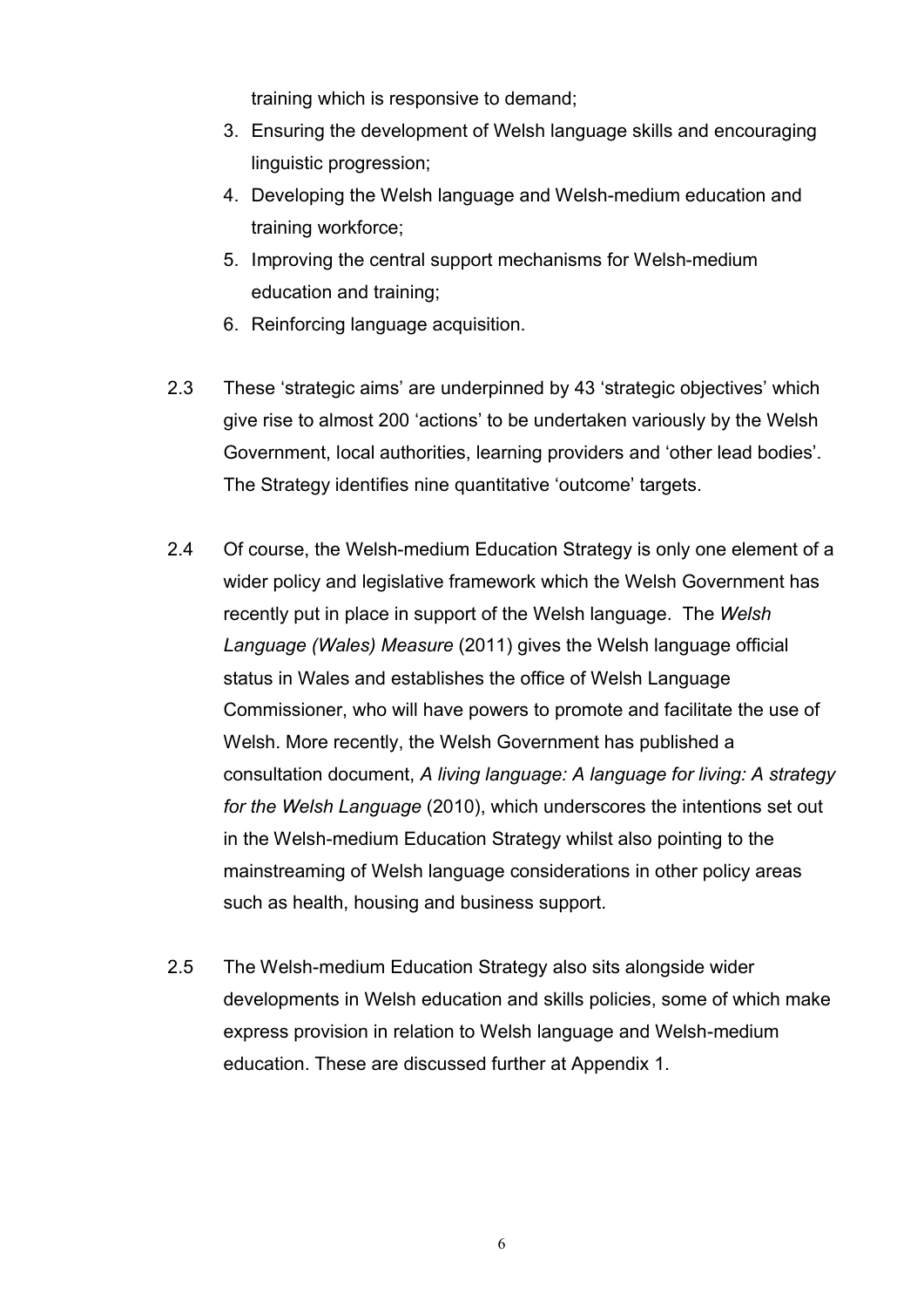training which is responsive to demand;

3. Ensuring the development of Welsh language skills and encouraging linguistic progression;
4. Developing the Welsh language and Welsh-medium education and training workforce;
5. Improving the central support mechanisms for Welsh-medium education and training;
6. Reinforcing language acquisition.

2.3 These 'strategic aims' are underpinned by 43 'strategic objectives' which give rise to almost 200 'actions' to be undertaken variously by the Welsh Government, local authorities, learning providers and 'other lead bodies'. The Strategy identifies nine quantitative 'outcome' targets.

2.4 Of course, the Welsh-medium Education Strategy is only one element of a wider policy and legislative framework which the Welsh Government has recently put in place in support of the Welsh language. The *Welsh Language (Wales) Measure* (2011) gives the Welsh language official status in Wales and establishes the office of Welsh Language Commissioner, who will have powers to promote and facilitate the use of Welsh. More recently, the Welsh Government has published a consultation document, *A living language: A language for living: A strategy for the Welsh Language* (2010), which underscores the intentions set out in the Welsh-medium Education Strategy whilst also pointing to the mainstreaming of Welsh language considerations in other policy areas such as health, housing and business support.

2.5 The Welsh-medium Education Strategy also sits alongside wider developments in Welsh education and skills policies, some of which make express provision in relation to Welsh language and Welsh-medium education. These are discussed further at Appendix 1.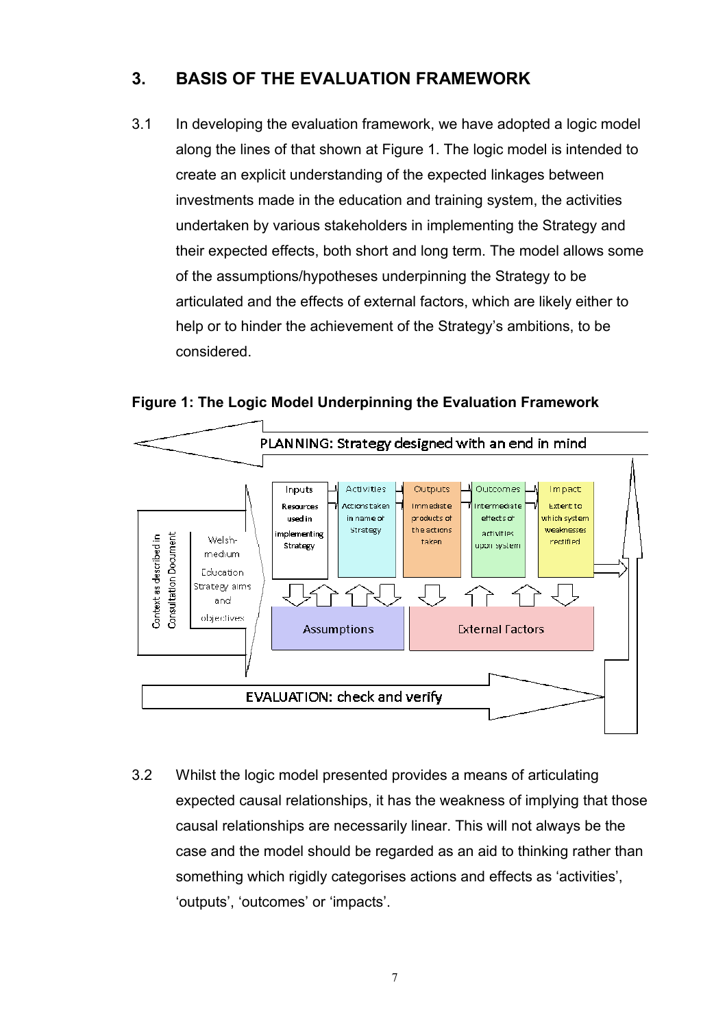## 3. BASIS OF THE EVALUATION FRAMEWORK

3.1 In developing the evaluation framework, we have adopted a logic model along the lines of that shown at Figure 1. The logic model is intended to create an explicit understanding of the expected linkages between investments made in the education and training system, the activities undertaken by various stakeholders in implementing the Strategy and their expected effects, both short and long term. The model allows some of the assumptions/hypotheses underpinning the Strategy to be articulated and the effects of external factors, which are likely either to help or to hinder the achievement of the Strategy's ambitions, to be considered.

**Figure 1: The Logic Model Underpinning the Evaluation Framework**

PLANNING: Strategy designed with an end in mind

Context as described in Consultation Document

Welsh-medium Education Strategy aims and objectives

| Inputs | Activities | Outputs | Outcomes | Impact |
|---|---|---|---|---|
| Resources used in implementing Strategy | Actions taken in name of Strategy | Immediate products of the actions taken | Intermediate effects of activities upon system | Extent to which system weaknesses rectified |

Assumptions

External Factors

EVALUATION: check and verify

3.2 Whilst the logic model presented provides a means of articulating expected causal relationships, it has the weakness of implying that those causal relationships are necessarily linear. This will not always be the case and the model should be regarded as an aid to thinking rather than something which rigidly categorises actions and effects as 'activities', 'outputs', 'outcomes' or 'impacts'.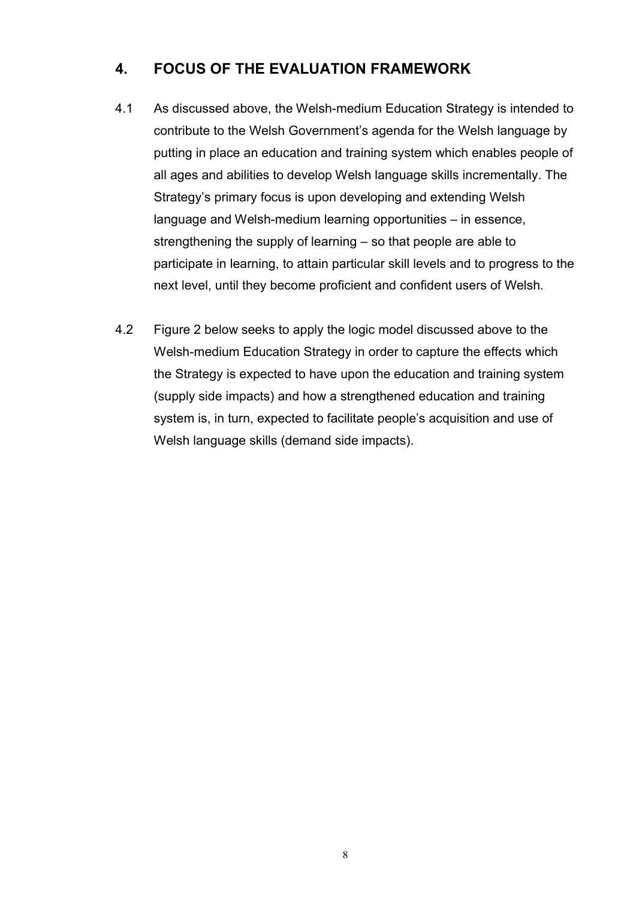## 4. FOCUS OF THE EVALUATION FRAMEWORK

4.1 As discussed above, the Welsh-medium Education Strategy is intended to contribute to the Welsh Government's agenda for the Welsh language by putting in place an education and training system which enables people of all ages and abilities to develop Welsh language skills incrementally. The Strategy's primary focus is upon developing and extending Welsh language and Welsh-medium learning opportunities – in essence, strengthening the supply of learning – so that people are able to participate in learning, to attain particular skill levels and to progress to the next level, until they become proficient and confident users of Welsh.

4.2 Figure 2 below seeks to apply the logic model discussed above to the Welsh-medium Education Strategy in order to capture the effects which the Strategy is expected to have upon the education and training system (supply side impacts) and how a strengthened education and training system is, in turn, expected to facilitate people's acquisition and use of Welsh language skills (demand side impacts).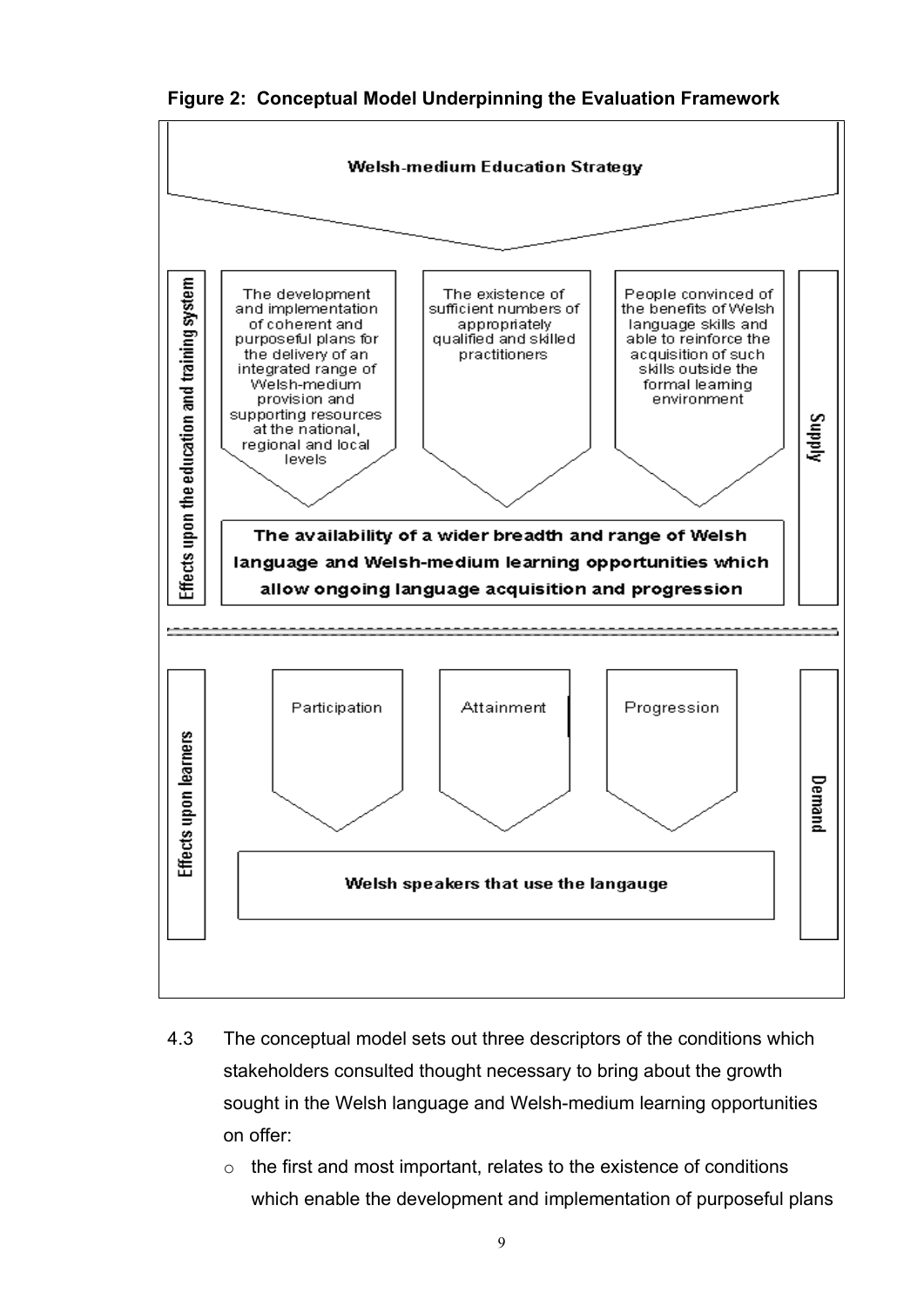**Figure 2: Conceptual Model Underpinning the Evaluation Framework**

Welsh-medium Education Strategy

Effects upon the education and training system

The development and implementation of coherent and purposeful plans for the delivery of an integrated range of Welsh-medium provision and supporting resources at the national, regional and local levels

The existence of sufficient numbers of appropriately qualified and skilled practitioners

People convinced of the benefits of Welsh language skills and able to reinforce the acquisition of such skills outside the formal learning environment

Supply

The availability of a wider breadth and range of Welsh language and Welsh-medium learning opportunities which allow ongoing language acquisition and progression

Effects upon learners

Participation

Attainment

Progression

Demand

Welsh speakers that use the langauge

4.3 The conceptual model sets out three descriptors of the conditions which stakeholders consulted thought necessary to bring about the growth sought in the Welsh language and Welsh-medium learning opportunities on offer:

- the first and most important, relates to the existence of conditions which enable the development and implementation of purposeful plans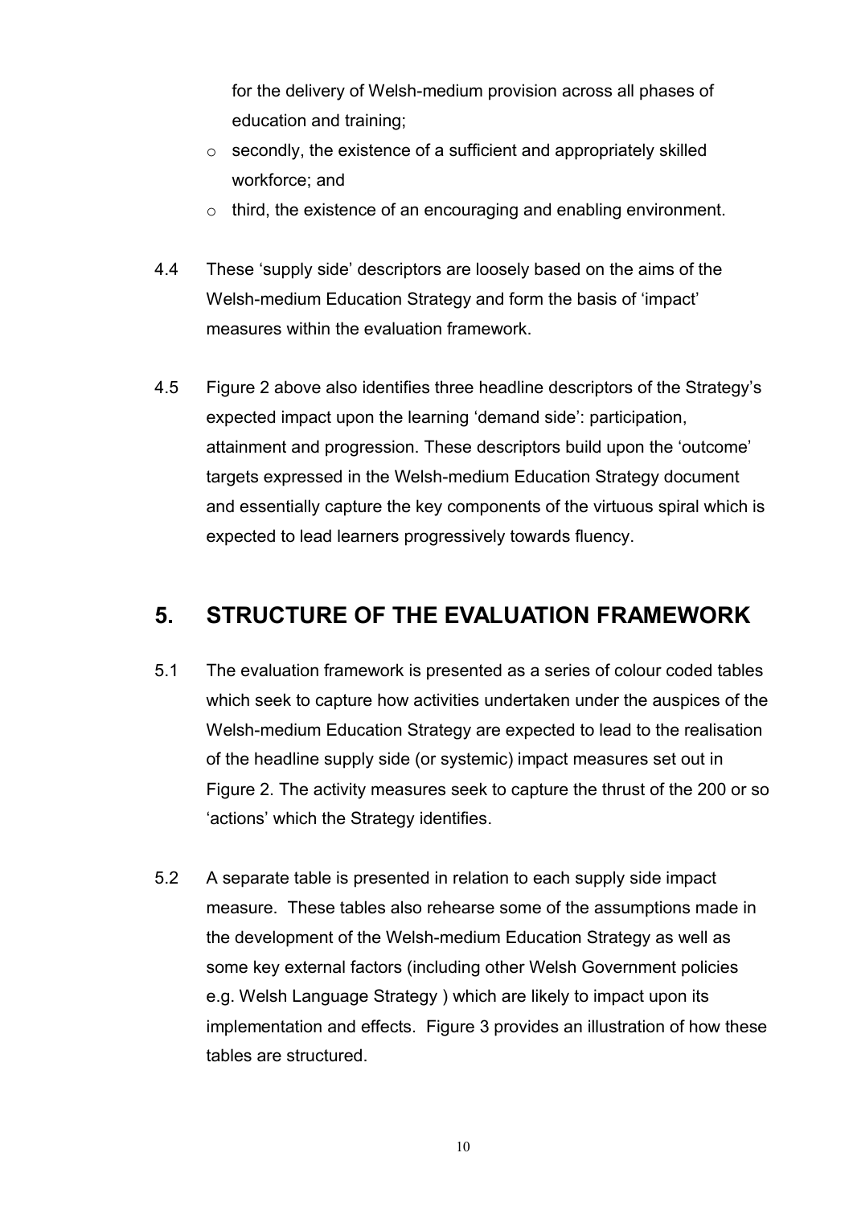for the delivery of Welsh-medium provision across all phases of education and training;

- secondly, the existence of a sufficient and appropriately skilled workforce; and
- third, the existence of an encouraging and enabling environment.

4.4 These 'supply side' descriptors are loosely based on the aims of the Welsh-medium Education Strategy and form the basis of 'impact' measures within the evaluation framework.

4.5 Figure 2 above also identifies three headline descriptors of the Strategy's expected impact upon the learning 'demand side': participation, attainment and progression. These descriptors build upon the 'outcome' targets expressed in the Welsh-medium Education Strategy document and essentially capture the key components of the virtuous spiral which is expected to lead learners progressively towards fluency.

## 5. STRUCTURE OF THE EVALUATION FRAMEWORK

5.1 The evaluation framework is presented as a series of colour coded tables which seek to capture how activities undertaken under the auspices of the Welsh-medium Education Strategy are expected to lead to the realisation of the headline supply side (or systemic) impact measures set out in Figure 2. The activity measures seek to capture the thrust of the 200 or so 'actions' which the Strategy identifies.

5.2 A separate table is presented in relation to each supply side impact measure. These tables also rehearse some of the assumptions made in the development of the Welsh-medium Education Strategy as well as some key external factors (including other Welsh Government policies e.g. Welsh Language Strategy ) which are likely to impact upon its implementation and effects. Figure 3 provides an illustration of how these tables are structured.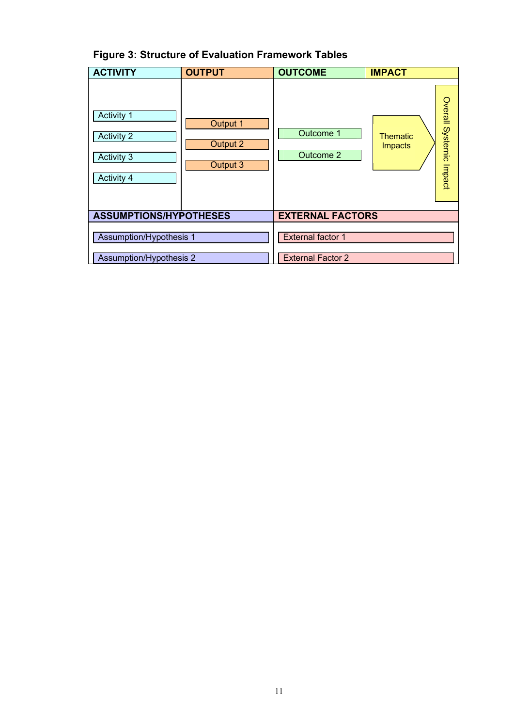**Figure 3: Structure of Evaluation Framework Tables**

| ACTIVITY | OUTPUT | OUTCOME | IMPACT | |
|---|---|---|---|---|
| Activity 1 | Output 1 | Outcome 1 | Thematic Impacts | Overall Systemic Impact |
| Activity 2 | Output 2 | Outcome 2 | | |
| Activity 3 | Output 3 | | | |
| Activity 4 | | | | |

| ASSUMPTIONS/HYPOTHESES | EXTERNAL FACTORS |
|---|---|
| Assumption/Hypothesis 1 | External factor 1 |
| Assumption/Hypothesis 2 | External Factor 2 |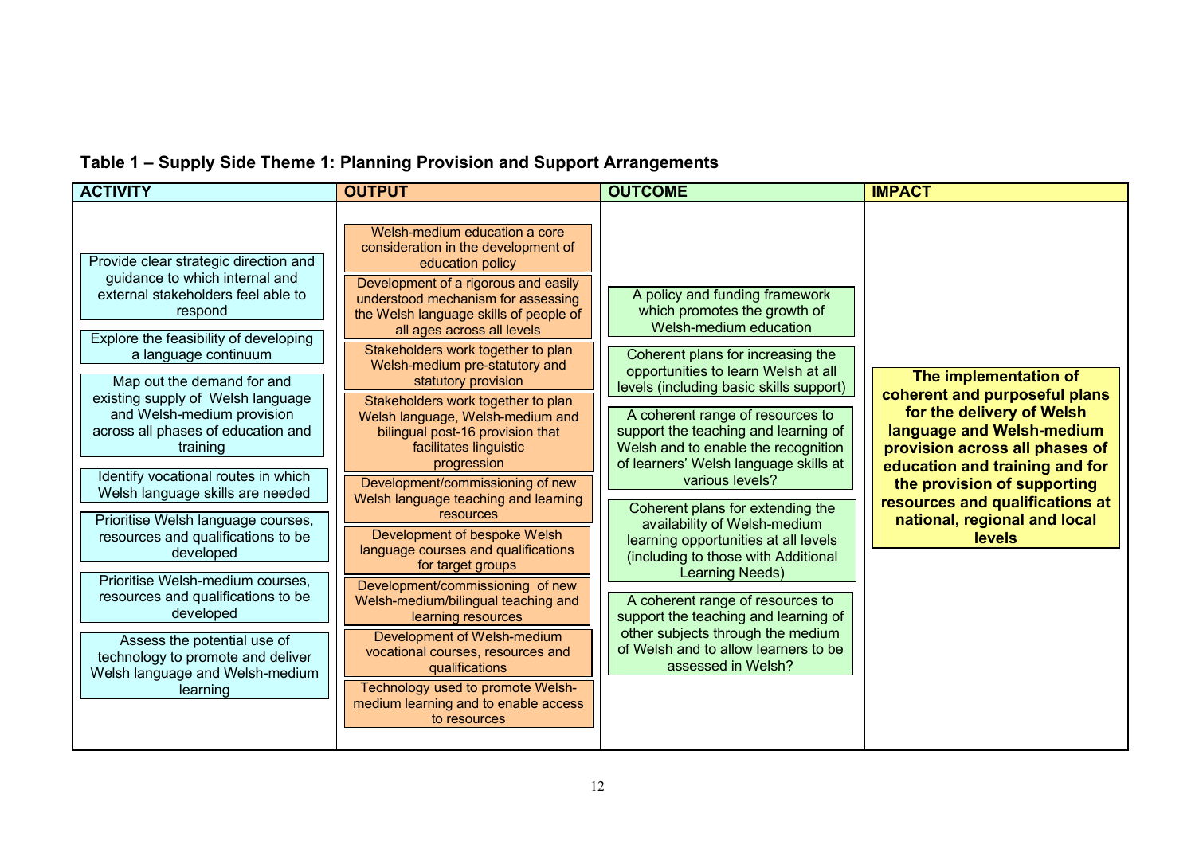**Table 1 – Supply Side Theme 1: Planning Provision and Support Arrangements**

| ACTIVITY | OUTPUT | OUTCOME | IMPACT |
|---|---|---|---|
| Provide clear strategic direction and guidance to which internal and external stakeholders feel able to respond | Welsh-medium education a core consideration in the development of education policy | A policy and funding framework which promotes the growth of Welsh-medium education | **The implementation of coherent and purposeful plans for the delivery of Welsh language and Welsh-medium provision across all phases of education and training and for the provision of supporting resources and qualifications at national, regional and local levels** |
| Explore the feasibility of developing a language continuum | Development of a rigorous and easily understood mechanism for assessing the Welsh language skills of people of all ages across all levels | Coherent plans for increasing the opportunities to learn Welsh at all levels (including basic skills support) | |
| Map out the demand for and existing supply of Welsh language and Welsh-medium provision across all phases of education and training | Stakeholders work together to plan Welsh-medium pre-statutory and statutory provision | A coherent range of resources to support the teaching and learning of Welsh and to enable the recognition of learners' Welsh language skills at various levels? | |
| Identify vocational routes in which Welsh language skills are needed | Stakeholders work together to plan Welsh language, Welsh-medium and bilingual post-16 provision that facilitates linguistic progression | Coherent plans for extending the availability of Welsh-medium learning opportunities at all levels (including to those with Additional Learning Needs) | |
| Prioritise Welsh language courses, resources and qualifications to be developed | Development/commissioning of new Welsh language teaching and learning resources | A coherent range of resources to support the teaching and learning of other subjects through the medium of Welsh and to allow learners to be assessed in Welsh? | |
| Prioritise Welsh-medium courses, resources and qualifications to be developed | Development of bespoke Welsh language courses and qualifications for target groups | | |
| Assess the potential use of technology to promote and deliver Welsh language and Welsh-medium learning | Development/commissioning of new Welsh-medium/bilingual teaching and learning resources | | |
| | Development of Welsh-medium vocational courses, resources and qualifications | | |
| | Technology used to promote Welsh-medium learning and to enable access to resources | | |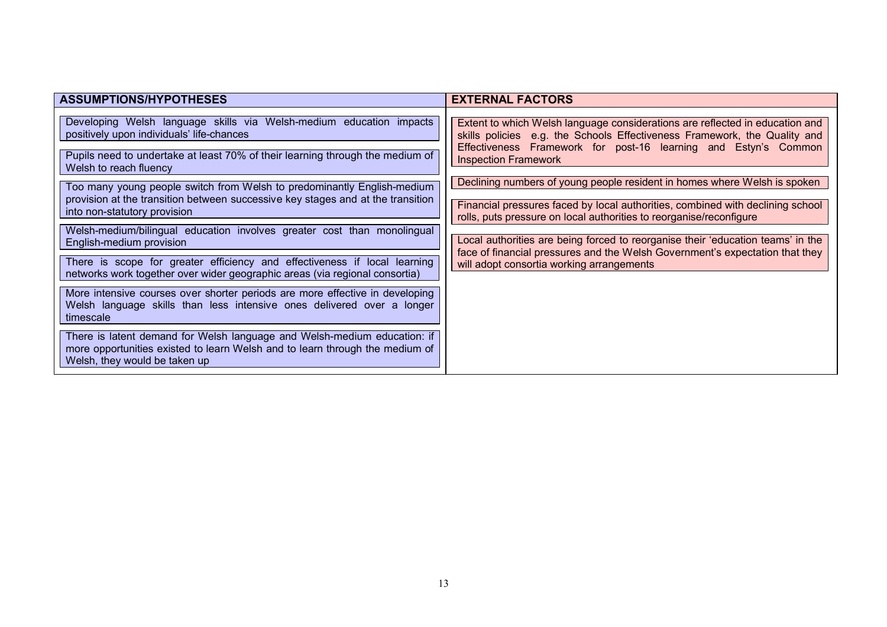| ASSUMPTIONS/HYPOTHESES | EXTERNAL FACTORS |
| --- | --- |
| Developing Welsh language skills via Welsh-medium education impacts positively upon individuals' life-chances | Extent to which Welsh language considerations are reflected in education and skills policies e.g. the Schools Effectiveness Framework, the Quality and Effectiveness Framework for post-16 learning and Estyn's Common Inspection Framework |
| Pupils need to undertake at least 70% of their learning through the medium of Welsh to reach fluency | Declining numbers of young people resident in homes where Welsh is spoken |
| Too many young people switch from Welsh to predominantly English-medium provision at the transition between successive key stages and at the transition into non-statutory provision | Financial pressures faced by local authorities, combined with declining school rolls, puts pressure on local authorities to reorganise/reconfigure |
| Welsh-medium/bilingual education involves greater cost than monolingual English-medium provision | Local authorities are being forced to reorganise their 'education teams' in the face of financial pressures and the Welsh Government's expectation that they will adopt consortia working arrangements |
| There is scope for greater efficiency and effectiveness if local learning networks work together over wider geographic areas (via regional consortia) | |
| More intensive courses over shorter periods are more effective in developing Welsh language skills than less intensive ones delivered over a longer timescale | |
| There is latent demand for Welsh language and Welsh-medium education: if more opportunities existed to learn Welsh and to learn through the medium of Welsh, they would be taken up | |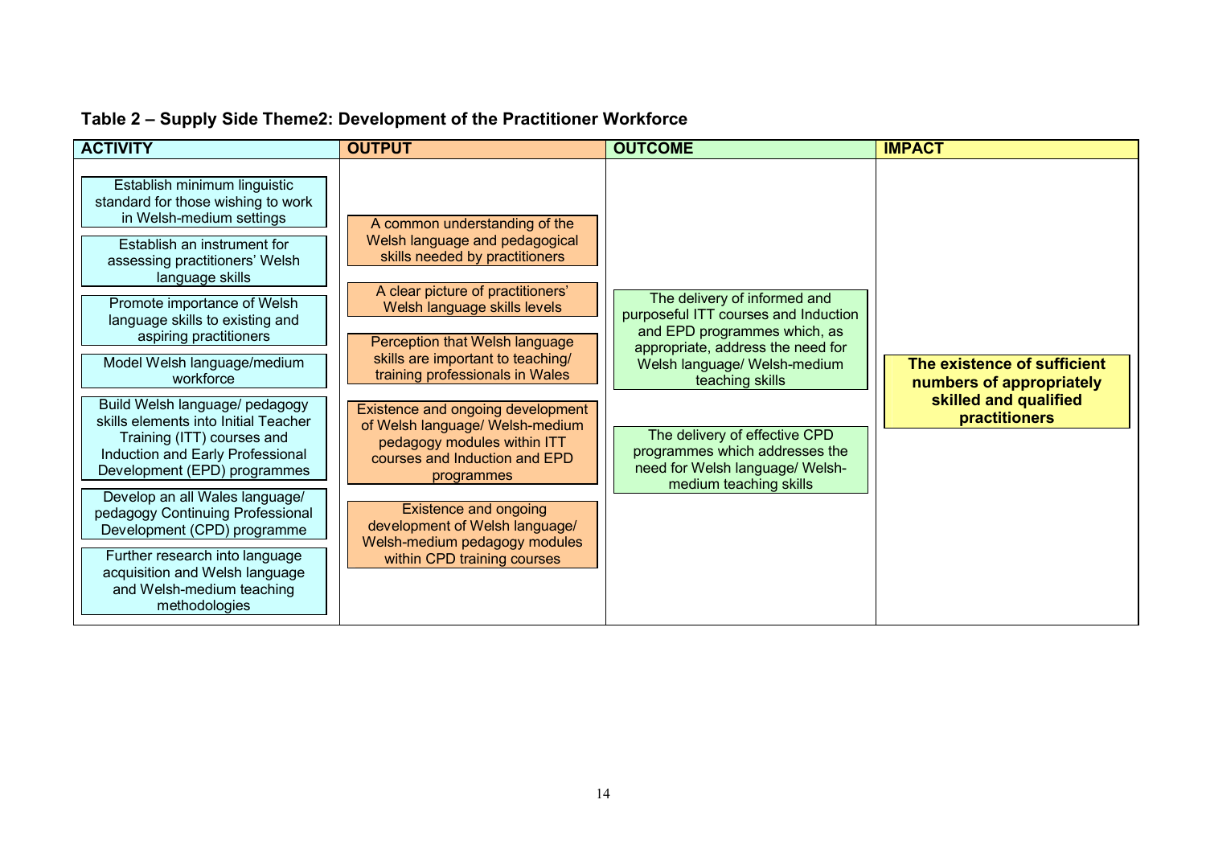**Table 2 – Supply Side Theme2: Development of the Practitioner Workforce**

| ACTIVITY | OUTPUT | OUTCOME | IMPACT |
|---|---|---|---|
| Establish minimum linguistic standard for those wishing to work in Welsh-medium settings | A common understanding of the Welsh language and pedagogical skills needed by practitioners | The delivery of informed and purposeful ITT courses and Induction and EPD programmes which, as appropriate, address the need for Welsh language/ Welsh-medium teaching skills | **The existence of sufficient numbers of appropriately skilled and qualified practitioners** |
| Establish an instrument for assessing practitioners' Welsh language skills | A clear picture of practitioners' Welsh language skills levels | The delivery of effective CPD programmes which addresses the need for Welsh language/ Welsh-medium teaching skills | |
| Promote importance of Welsh language skills to existing and aspiring practitioners | Perception that Welsh language skills are important to teaching/ training professionals in Wales | | |
| Model Welsh language/medium workforce | Existence and ongoing development of Welsh language/ Welsh-medium pedagogy modules within ITT courses and Induction and EPD programmes | | |
| Build Welsh language/ pedagogy skills elements into Initial Teacher Training (ITT) courses and Induction and Early Professional Development (EPD) programmes | Existence and ongoing development of Welsh language/ Welsh-medium pedagogy modules within CPD training courses | | |
| Develop an all Wales language/ pedagogy Continuing Professional Development (CPD) programme | | | |
| Further research into language acquisition and Welsh language and Welsh-medium teaching methodologies | | | |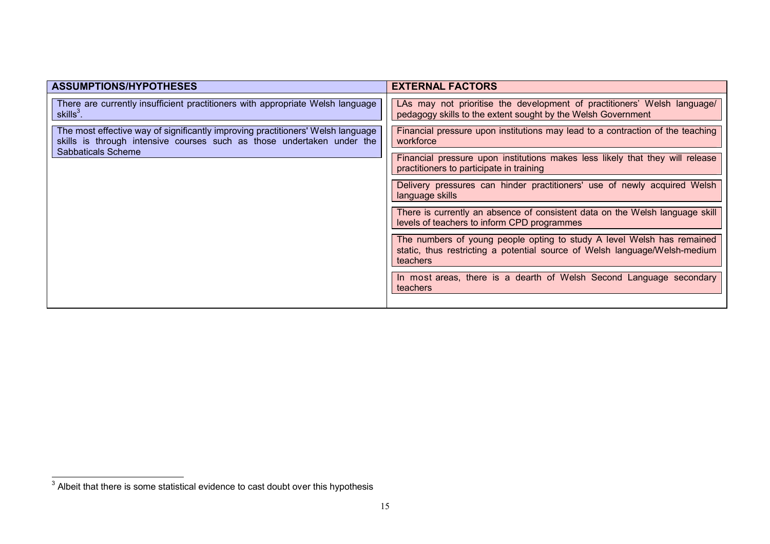| ASSUMPTIONS/HYPOTHESES | EXTERNAL FACTORS |
|---|---|
| There are currently insufficient practitioners with appropriate Welsh language skills[3]. | LAs may not prioritise the development of practitioners' Welsh language/ pedagogy skills to the extent sought by the Welsh Government |
| The most effective way of significantly improving practitioners' Welsh language skills is through intensive courses such as those undertaken under the Sabbaticals Scheme | Financial pressure upon institutions may lead to a contraction of the teaching workforce |
| | Financial pressure upon institutions makes less likely that they will release practitioners to participate in training |
| | Delivery pressures can hinder practitioners' use of newly acquired Welsh language skills |
| | There is currently an absence of consistent data on the Welsh language skill levels of teachers to inform CPD programmes |
| | The numbers of young people opting to study A level Welsh has remained static, thus restricting a potential source of Welsh language/Welsh-medium teachers |
| | In most areas, there is a dearth of Welsh Second Language secondary teachers |

[3] Albeit that there is some statistical evidence to cast doubt over this hypothesis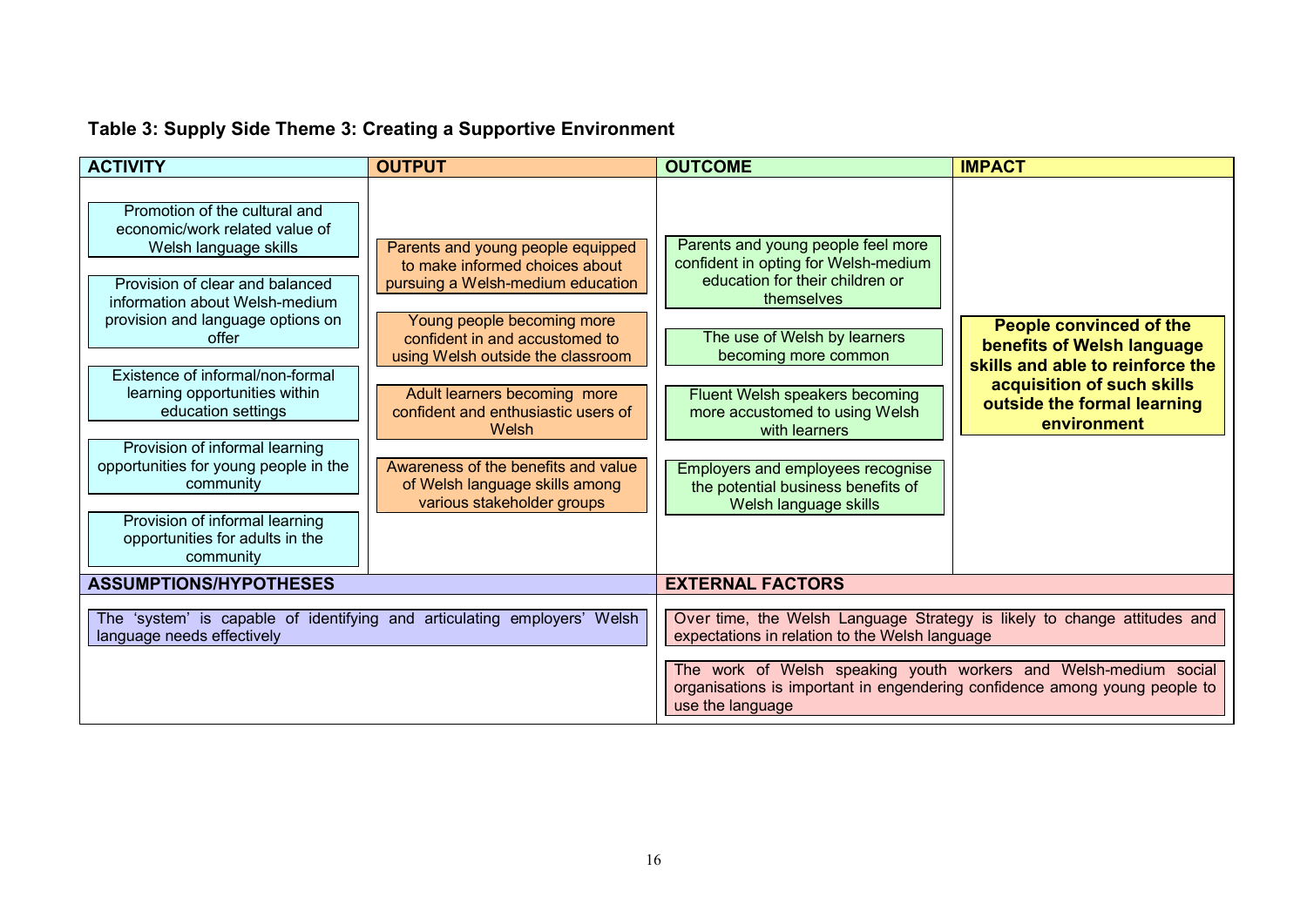**Table 3: Supply Side Theme 3: Creating a Supportive Environment**

| ACTIVITY | OUTPUT | OUTCOME | IMPACT |
|---|---|---|---|
| Promotion of the cultural and economic/work related value of Welsh language skills | Parents and young people equipped to make informed choices about pursuing a Welsh-medium education | Parents and young people feel more confident in opting for Welsh-medium education for their children or themselves | **People convinced of the benefits of Welsh language skills and able to reinforce the acquisition of such skills outside the formal learning environment** |
| Provision of clear and balanced information about Welsh-medium provision and language options on offer | Young people becoming more confident in and accustomed to using Welsh outside the classroom | The use of Welsh by learners becoming more common | |
| Existence of informal/non-formal learning opportunities within education settings | Adult learners becoming more confident and enthusiastic users of Welsh | Fluent Welsh speakers becoming more accustomed to using Welsh with learners | |
| Provision of informal learning opportunities for young people in the community | Awareness of the benefits and value of Welsh language skills among various stakeholder groups | Employers and employees recognise the potential business benefits of Welsh language skills | |
| Provision of informal learning opportunities for adults in the community | | | |

| ASSUMPTIONS/HYPOTHESES | EXTERNAL FACTORS |
|---|---|
| The 'system' is capable of identifying and articulating employers' Welsh language needs effectively | Over time, the Welsh Language Strategy is likely to change attitudes and expectations in relation to the Welsh language |
| | The work of Welsh speaking youth workers and Welsh-medium social organisations is important in engendering confidence among young people to use the language |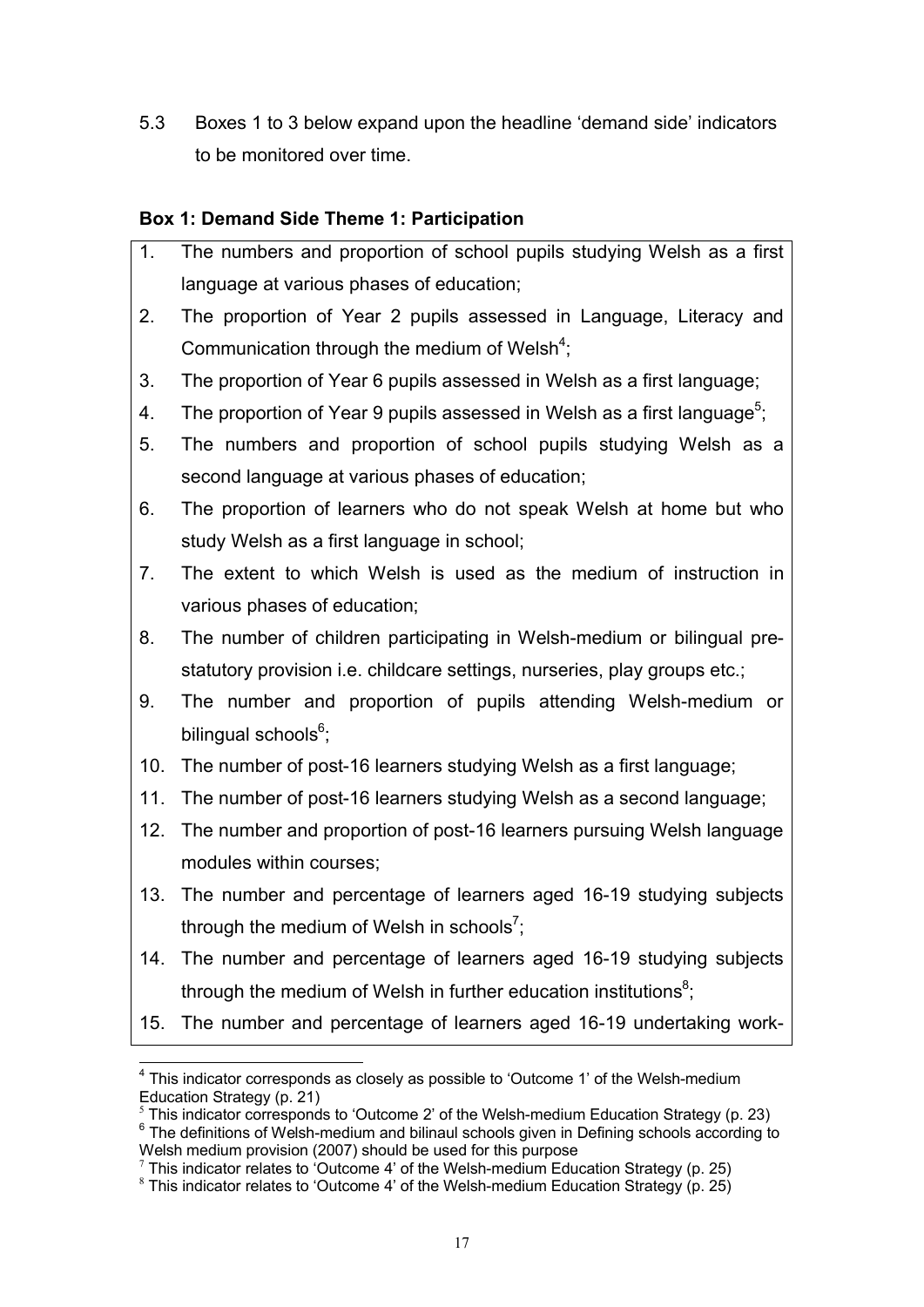5.3 Boxes 1 to 3 below expand upon the headline 'demand side' indicators to be monitored over time.

**Box 1: Demand Side Theme 1: Participation**

1. The numbers and proportion of school pupils studying Welsh as a first language at various phases of education;
2. The proportion of Year 2 pupils assessed in Language, Literacy and Communication through the medium of Welsh[4];
3. The proportion of Year 6 pupils assessed in Welsh as a first language;
4. The proportion of Year 9 pupils assessed in Welsh as a first language[5];
5. The numbers and proportion of school pupils studying Welsh as a second language at various phases of education;
6. The proportion of learners who do not speak Welsh at home but who study Welsh as a first language in school;
7. The extent to which Welsh is used as the medium of instruction in various phases of education;
8. The number of children participating in Welsh-medium or bilingual pre-statutory provision i.e. childcare settings, nurseries, play groups etc.;
9. The number and proportion of pupils attending Welsh-medium or bilingual schools[6];
10. The number of post-16 learners studying Welsh as a first language;
11. The number of post-16 learners studying Welsh as a second language;
12. The number and proportion of post-16 learners pursuing Welsh language modules within courses;
13. The number and percentage of learners aged 16-19 studying subjects through the medium of Welsh in schools[7];
14. The number and percentage of learners aged 16-19 studying subjects through the medium of Welsh in further education institutions[8];
15. The number and percentage of learners aged 16-19 undertaking work-

---

[4] This indicator corresponds as closely as possible to 'Outcome 1' of the Welsh-medium Education Strategy (p. 21)

[5] This indicator corresponds to 'Outcome 2' of the Welsh-medium Education Strategy (p. 23)

[6] The definitions of Welsh-medium and bilinaul schools given in Defining schools according to Welsh medium provision (2007) should be used for this purpose

[7] This indicator relates to 'Outcome 4' of the Welsh-medium Education Strategy (p. 25)

[8] This indicator relates to 'Outcome 4' of the Welsh-medium Education Strategy (p. 25)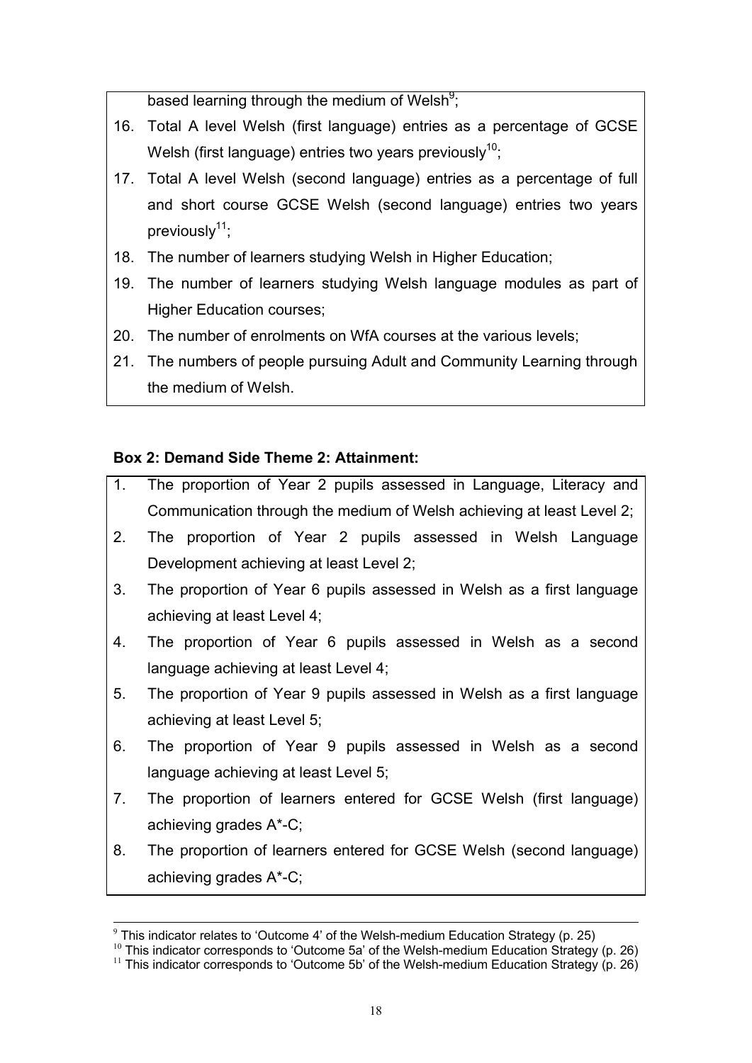based learning through the medium of Welsh[9];

16. Total A level Welsh (first language) entries as a percentage of GCSE Welsh (first language) entries two years previously[10];
17. Total A level Welsh (second language) entries as a percentage of full and short course GCSE Welsh (second language) entries two years previously[11];
18. The number of learners studying Welsh in Higher Education;
19. The number of learners studying Welsh language modules as part of Higher Education courses;
20. The number of enrolments on WfA courses at the various levels;
21. The numbers of people pursuing Adult and Community Learning through the medium of Welsh.

**Box 2: Demand Side Theme 2: Attainment:**

1. The proportion of Year 2 pupils assessed in Language, Literacy and Communication through the medium of Welsh achieving at least Level 2;
2. The proportion of Year 2 pupils assessed in Welsh Language Development achieving at least Level 2;
3. The proportion of Year 6 pupils assessed in Welsh as a first language achieving at least Level 4;
4. The proportion of Year 6 pupils assessed in Welsh as a second language achieving at least Level 4;
5. The proportion of Year 9 pupils assessed in Welsh as a first language achieving at least Level 5;
6. The proportion of Year 9 pupils assessed in Welsh as a second language achieving at least Level 5;
7. The proportion of learners entered for GCSE Welsh (first language) achieving grades A*-C;
8. The proportion of learners entered for GCSE Welsh (second language) achieving grades A*-C;

---

[9] This indicator relates to 'Outcome 4' of the Welsh-medium Education Strategy (p. 25)

[10] This indicator corresponds to 'Outcome 5a' of the Welsh-medium Education Strategy (p. 26)

[11] This indicator corresponds to 'Outcome 5b' of the Welsh-medium Education Strategy (p. 26)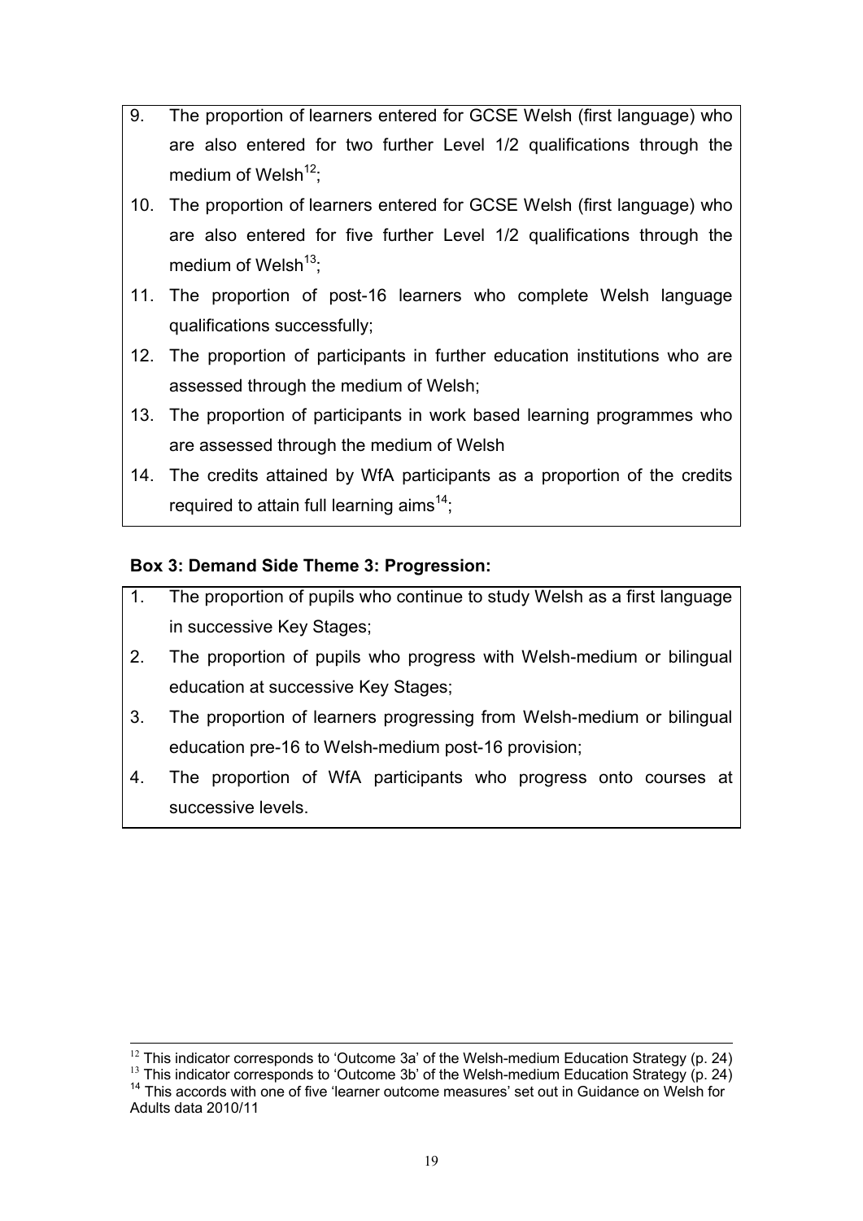9. The proportion of learners entered for GCSE Welsh (first language) who are also entered for two further Level 1/2 qualifications through the medium of Welsh[12];
10. The proportion of learners entered for GCSE Welsh (first language) who are also entered for five further Level 1/2 qualifications through the medium of Welsh[13];
11. The proportion of post-16 learners who complete Welsh language qualifications successfully;
12. The proportion of participants in further education institutions who are assessed through the medium of Welsh;
13. The proportion of participants in work based learning programmes who are assessed through the medium of Welsh
14. The credits attained by WfA participants as a proportion of the credits required to attain full learning aims[14];

**Box 3: Demand Side Theme 3: Progression:**

1. The proportion of pupils who continue to study Welsh as a first language in successive Key Stages;
2. The proportion of pupils who progress with Welsh-medium or bilingual education at successive Key Stages;
3. The proportion of learners progressing from Welsh-medium or bilingual education pre-16 to Welsh-medium post-16 provision;
4. The proportion of WfA participants who progress onto courses at successive levels.

---

[12] This indicator corresponds to 'Outcome 3a' of the Welsh-medium Education Strategy (p. 24)

[13] This indicator corresponds to 'Outcome 3b' of the Welsh-medium Education Strategy (p. 24)

[14] This accords with one of five 'learner outcome measures' set out in Guidance on Welsh for Adults data 2010/11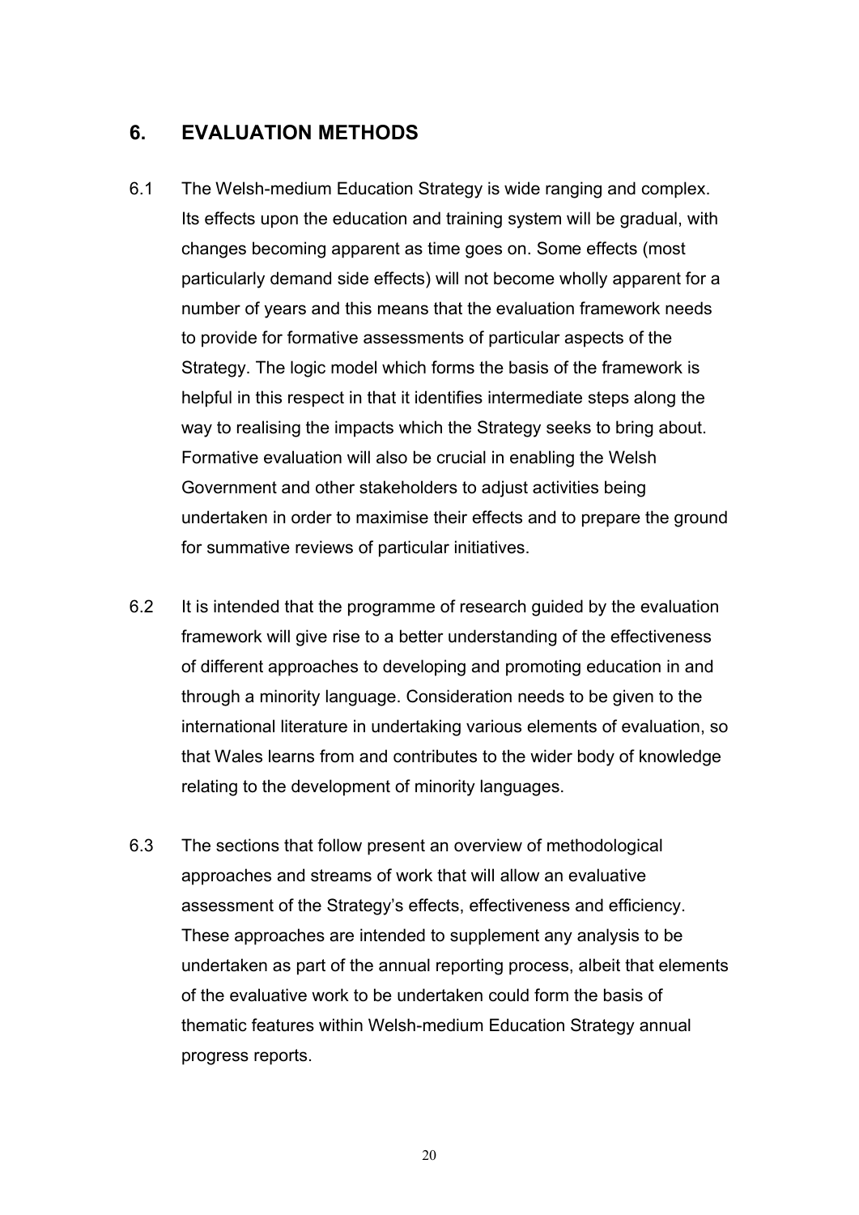## 6. EVALUATION METHODS

6.1 The Welsh-medium Education Strategy is wide ranging and complex. Its effects upon the education and training system will be gradual, with changes becoming apparent as time goes on. Some effects (most particularly demand side effects) will not become wholly apparent for a number of years and this means that the evaluation framework needs to provide for formative assessments of particular aspects of the Strategy. The logic model which forms the basis of the framework is helpful in this respect in that it identifies intermediate steps along the way to realising the impacts which the Strategy seeks to bring about. Formative evaluation will also be crucial in enabling the Welsh Government and other stakeholders to adjust activities being undertaken in order to maximise their effects and to prepare the ground for summative reviews of particular initiatives.

6.2 It is intended that the programme of research guided by the evaluation framework will give rise to a better understanding of the effectiveness of different approaches to developing and promoting education in and through a minority language. Consideration needs to be given to the international literature in undertaking various elements of evaluation, so that Wales learns from and contributes to the wider body of knowledge relating to the development of minority languages.

6.3 The sections that follow present an overview of methodological approaches and streams of work that will allow an evaluative assessment of the Strategy's effects, effectiveness and efficiency. These approaches are intended to supplement any analysis to be undertaken as part of the annual reporting process, albeit that elements of the evaluative work to be undertaken could form the basis of thematic features within Welsh-medium Education Strategy annual progress reports.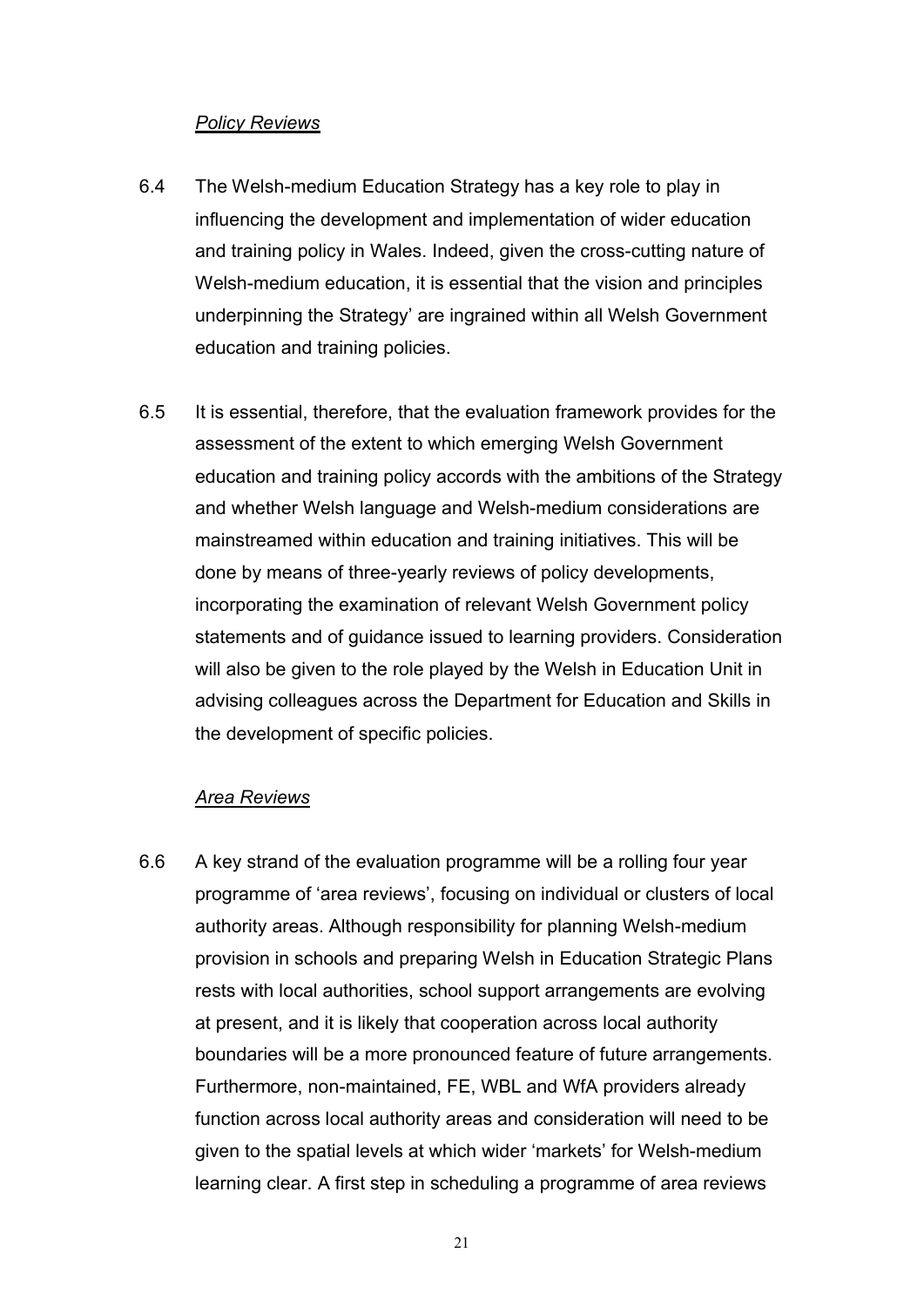*Policy Reviews*

6.4 The Welsh-medium Education Strategy has a key role to play in influencing the development and implementation of wider education and training policy in Wales. Indeed, given the cross-cutting nature of Welsh-medium education, it is essential that the vision and principles underpinning the Strategy' are ingrained within all Welsh Government education and training policies.

6.5 It is essential, therefore, that the evaluation framework provides for the assessment of the extent to which emerging Welsh Government education and training policy accords with the ambitions of the Strategy and whether Welsh language and Welsh-medium considerations are mainstreamed within education and training initiatives. This will be done by means of three-yearly reviews of policy developments, incorporating the examination of relevant Welsh Government policy statements and of guidance issued to learning providers. Consideration will also be given to the role played by the Welsh in Education Unit in advising colleagues across the Department for Education and Skills in the development of specific policies.

*Area Reviews*

6.6 A key strand of the evaluation programme will be a rolling four year programme of 'area reviews', focusing on individual or clusters of local authority areas. Although responsibility for planning Welsh-medium provision in schools and preparing Welsh in Education Strategic Plans rests with local authorities, school support arrangements are evolving at present, and it is likely that cooperation across local authority boundaries will be a more pronounced feature of future arrangements. Furthermore, non-maintained, FE, WBL and WfA providers already function across local authority areas and consideration will need to be given to the spatial levels at which wider 'markets' for Welsh-medium learning clear. A first step in scheduling a programme of area reviews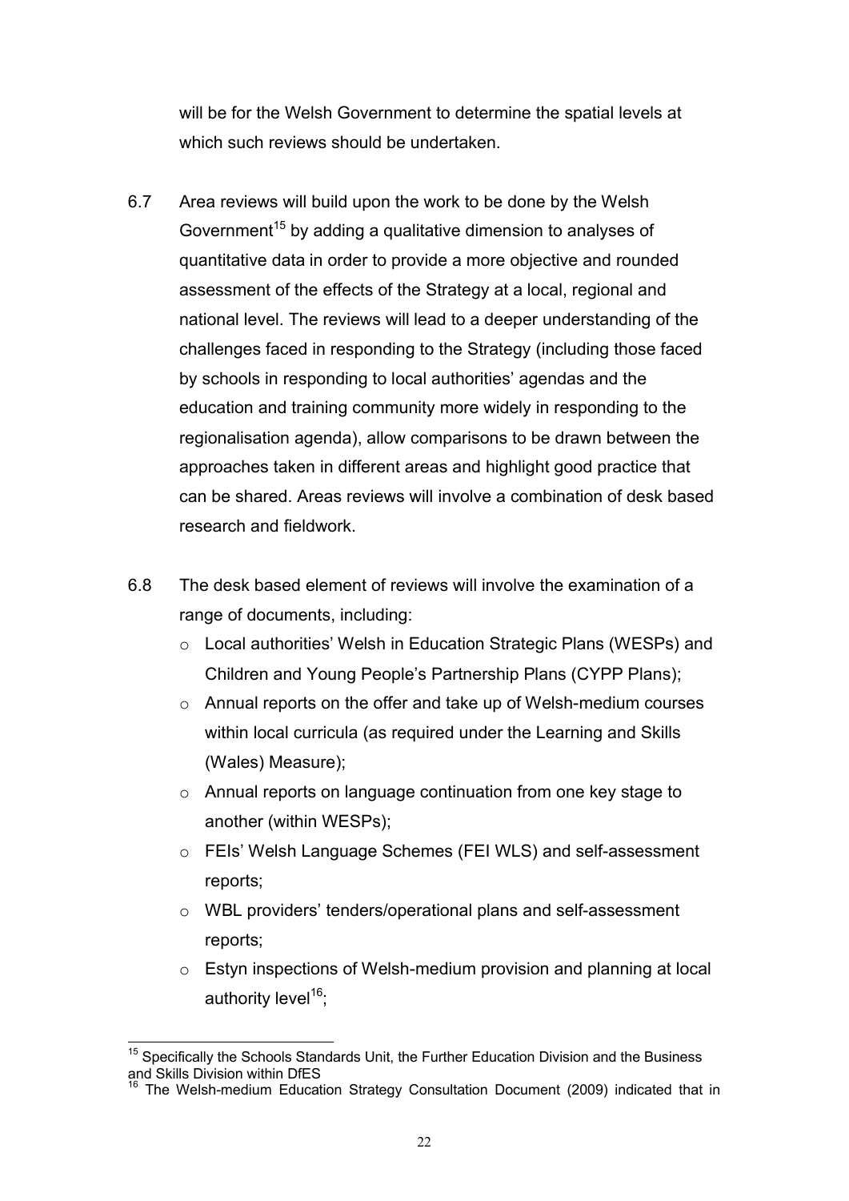will be for the Welsh Government to determine the spatial levels at which such reviews should be undertaken.

6.7 Area reviews will build upon the work to be done by the Welsh Government[15] by adding a qualitative dimension to analyses of quantitative data in order to provide a more objective and rounded assessment of the effects of the Strategy at a local, regional and national level. The reviews will lead to a deeper understanding of the challenges faced in responding to the Strategy (including those faced by schools in responding to local authorities' agendas and the education and training community more widely in responding to the regionalisation agenda), allow comparisons to be drawn between the approaches taken in different areas and highlight good practice that can be shared. Areas reviews will involve a combination of desk based research and fieldwork.

6.8 The desk based element of reviews will involve the examination of a range of documents, including:

- Local authorities' Welsh in Education Strategic Plans (WESPs) and Children and Young People's Partnership Plans (CYPP Plans);
- Annual reports on the offer and take up of Welsh-medium courses within local curricula (as required under the Learning and Skills (Wales) Measure);
- Annual reports on language continuation from one key stage to another (within WESPs);
- FEIs' Welsh Language Schemes (FEI WLS) and self-assessment reports;
- WBL providers' tenders/operational plans and self-assessment reports;
- Estyn inspections of Welsh-medium provision and planning at local authority level[16];

---

[15] Specifically the Schools Standards Unit, the Further Education Division and the Business and Skills Division within DfES

[16] The Welsh-medium Education Strategy Consultation Document (2009) indicated that in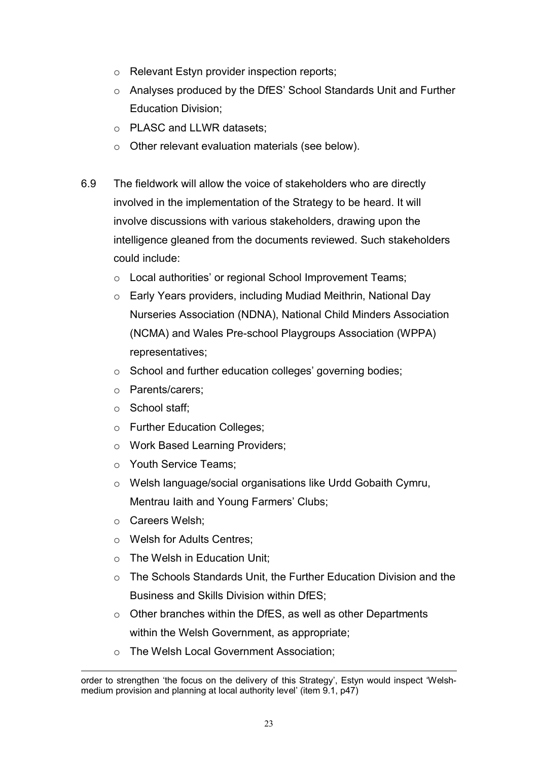- Relevant Estyn provider inspection reports;
- Analyses produced by the DfES' School Standards Unit and Further Education Division;
- PLASC and LLWR datasets;
- Other relevant evaluation materials (see below).

6.9 The fieldwork will allow the voice of stakeholders who are directly involved in the implementation of the Strategy to be heard. It will involve discussions with various stakeholders, drawing upon the intelligence gleaned from the documents reviewed. Such stakeholders could include:

- Local authorities' or regional School Improvement Teams;
- Early Years providers, including Mudiad Meithrin, National Day Nurseries Association (NDNA), National Child Minders Association (NCMA) and Wales Pre-school Playgroups Association (WPPA) representatives;
- School and further education colleges' governing bodies;
- Parents/carers;
- School staff;
- Further Education Colleges;
- Work Based Learning Providers;
- Youth Service Teams;
- Welsh language/social organisations like Urdd Gobaith Cymru, Mentrau Iaith and Young Farmers' Clubs;
- Careers Welsh;
- Welsh for Adults Centres;
- The Welsh in Education Unit;
- The Schools Standards Unit, the Further Education Division and the Business and Skills Division within DfES;
- Other branches within the DfES, as well as other Departments within the Welsh Government, as appropriate;
- The Welsh Local Government Association;

---

order to strengthen 'the focus on the delivery of this Strategy', Estyn would inspect 'Welsh-medium provision and planning at local authority level' (item 9.1, p47)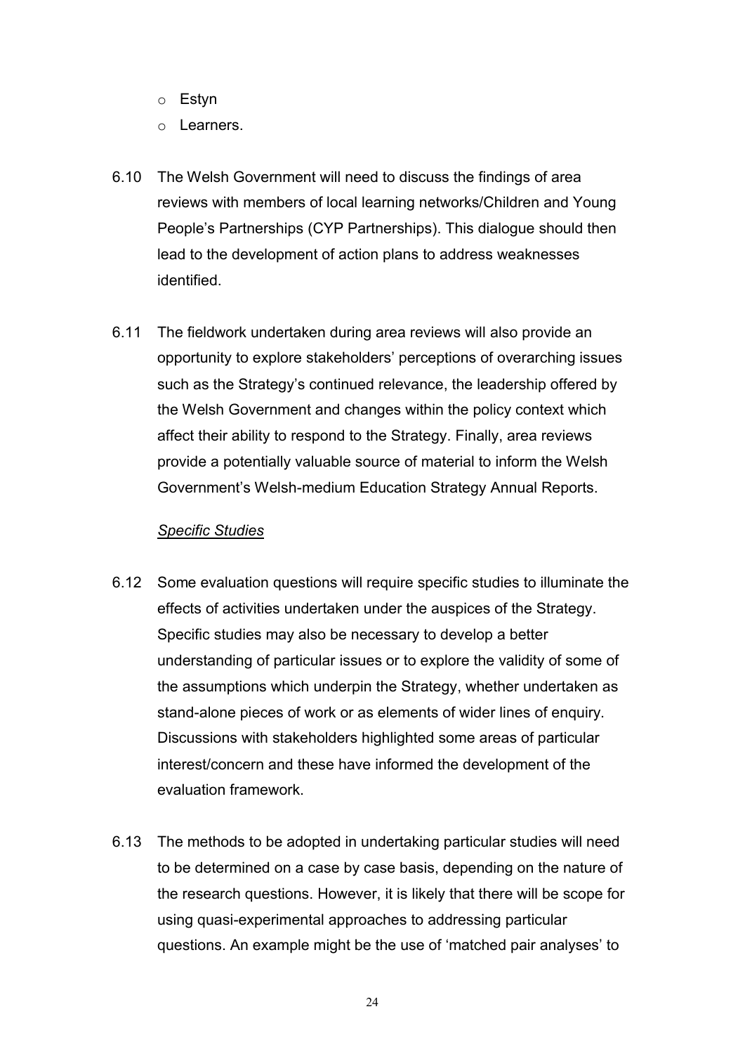- Estyn
- Learners.

6.10 The Welsh Government will need to discuss the findings of area reviews with members of local learning networks/Children and Young People's Partnerships (CYP Partnerships). This dialogue should then lead to the development of action plans to address weaknesses identified.

6.11 The fieldwork undertaken during area reviews will also provide an opportunity to explore stakeholders' perceptions of overarching issues such as the Strategy's continued relevance, the leadership offered by the Welsh Government and changes within the policy context which affect their ability to respond to the Strategy. Finally, area reviews provide a potentially valuable source of material to inform the Welsh Government's Welsh-medium Education Strategy Annual Reports.

*Specific Studies*

6.12 Some evaluation questions will require specific studies to illuminate the effects of activities undertaken under the auspices of the Strategy. Specific studies may also be necessary to develop a better understanding of particular issues or to explore the validity of some of the assumptions which underpin the Strategy, whether undertaken as stand-alone pieces of work or as elements of wider lines of enquiry. Discussions with stakeholders highlighted some areas of particular interest/concern and these have informed the development of the evaluation framework.

6.13 The methods to be adopted in undertaking particular studies will need to be determined on a case by case basis, depending on the nature of the research questions. However, it is likely that there will be scope for using quasi-experimental approaches to addressing particular questions. An example might be the use of 'matched pair analyses' to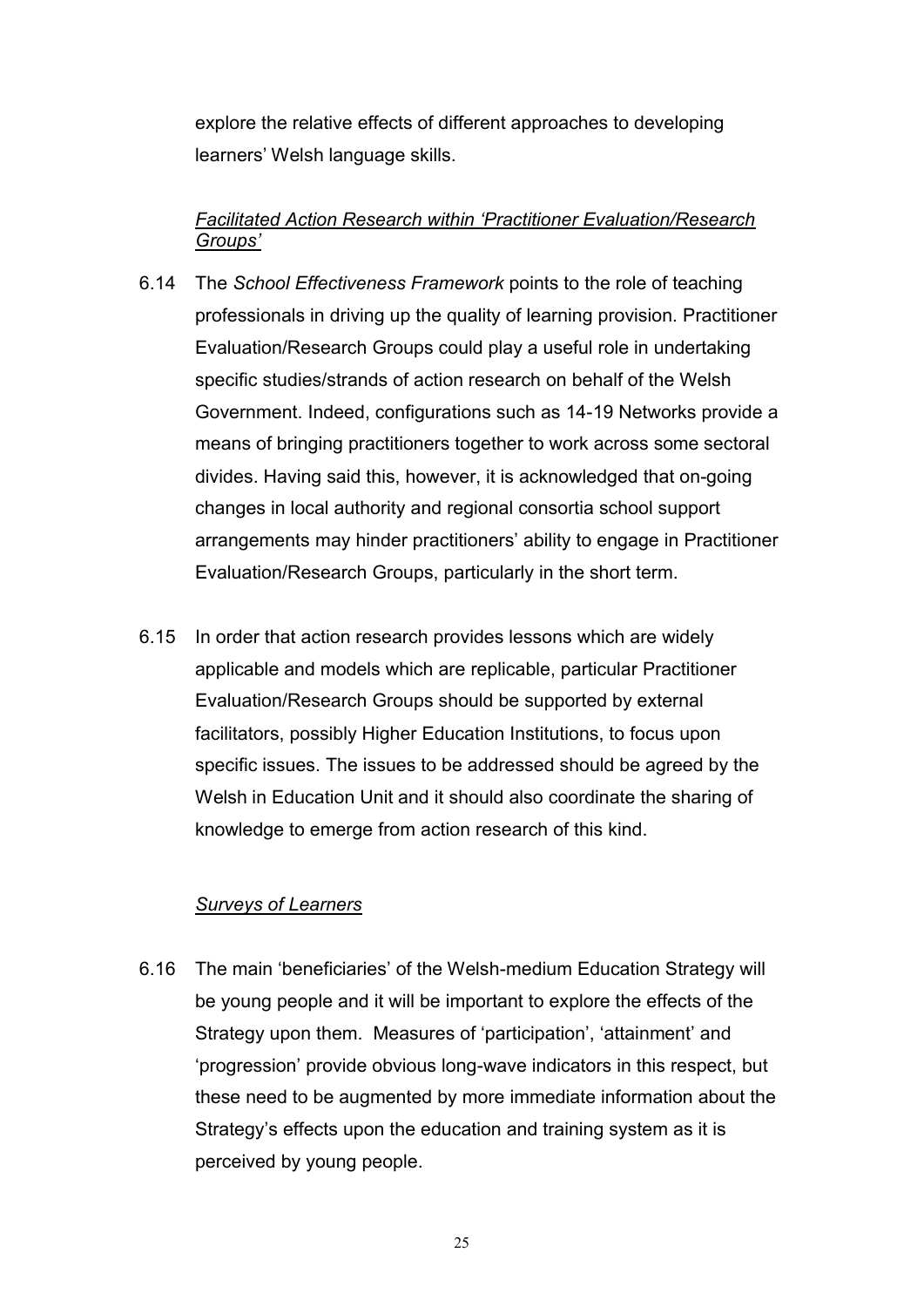explore the relative effects of different approaches to developing learners' Welsh language skills.

*Facilitated Action Research within 'Practitioner Evaluation/Research Groups'*

6.14 The *School Effectiveness Framework* points to the role of teaching professionals in driving up the quality of learning provision. Practitioner Evaluation/Research Groups could play a useful role in undertaking specific studies/strands of action research on behalf of the Welsh Government. Indeed, configurations such as 14-19 Networks provide a means of bringing practitioners together to work across some sectoral divides. Having said this, however, it is acknowledged that on-going changes in local authority and regional consortia school support arrangements may hinder practitioners' ability to engage in Practitioner Evaluation/Research Groups, particularly in the short term.

6.15 In order that action research provides lessons which are widely applicable and models which are replicable, particular Practitioner Evaluation/Research Groups should be supported by external facilitators, possibly Higher Education Institutions, to focus upon specific issues. The issues to be addressed should be agreed by the Welsh in Education Unit and it should also coordinate the sharing of knowledge to emerge from action research of this kind.

*Surveys of Learners*

6.16 The main 'beneficiaries' of the Welsh-medium Education Strategy will be young people and it will be important to explore the effects of the Strategy upon them. Measures of 'participation', 'attainment' and 'progression' provide obvious long-wave indicators in this respect, but these need to be augmented by more immediate information about the Strategy's effects upon the education and training system as it is perceived by young people.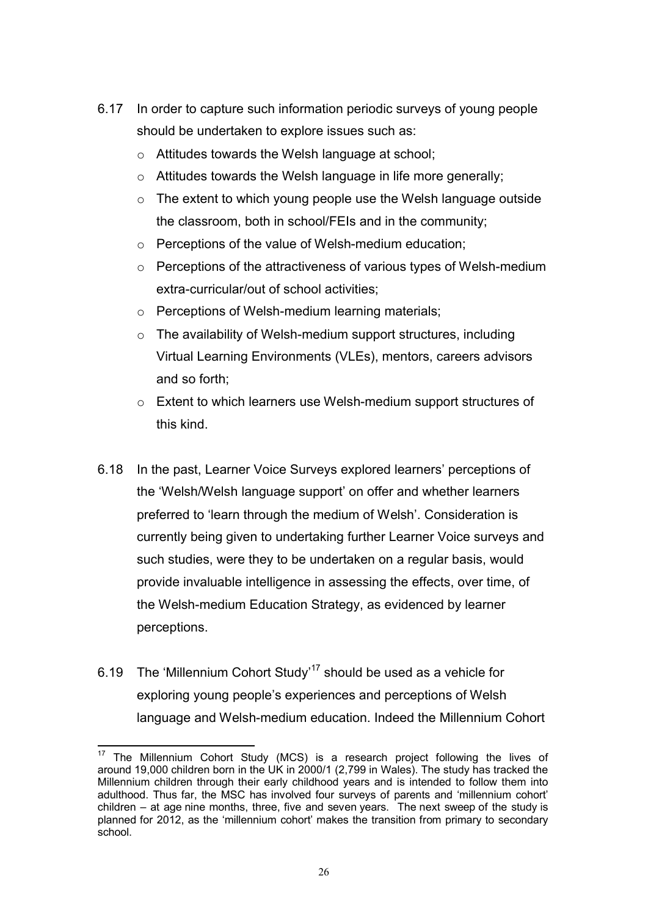6.17 In order to capture such information periodic surveys of young people should be undertaken to explore issues such as:

- Attitudes towards the Welsh language at school;
- Attitudes towards the Welsh language in life more generally;
- The extent to which young people use the Welsh language outside the classroom, both in school/FEIs and in the community;
- Perceptions of the value of Welsh-medium education;
- Perceptions of the attractiveness of various types of Welsh-medium extra-curricular/out of school activities;
- Perceptions of Welsh-medium learning materials;
- The availability of Welsh-medium support structures, including Virtual Learning Environments (VLEs), mentors, careers advisors and so forth;
- Extent to which learners use Welsh-medium support structures of this kind.

6.18 In the past, Learner Voice Surveys explored learners' perceptions of the 'Welsh/Welsh language support' on offer and whether learners preferred to 'learn through the medium of Welsh'. Consideration is currently being given to undertaking further Learner Voice surveys and such studies, were they to be undertaken on a regular basis, would provide invaluable intelligence in assessing the effects, over time, of the Welsh-medium Education Strategy, as evidenced by learner perceptions.

6.19 The 'Millennium Cohort Study'[17] should be used as a vehicle for exploring young people's experiences and perceptions of Welsh language and Welsh-medium education. Indeed the Millennium Cohort

[17] The Millennium Cohort Study (MCS) is a research project following the lives of around 19,000 children born in the UK in 2000/1 (2,799 in Wales). The study has tracked the Millennium children through their early childhood years and is intended to follow them into adulthood. Thus far, the MSC has involved four surveys of parents and 'millennium cohort' children – at age nine months, three, five and seven years. The next sweep of the study is planned for 2012, as the 'millennium cohort' makes the transition from primary to secondary school.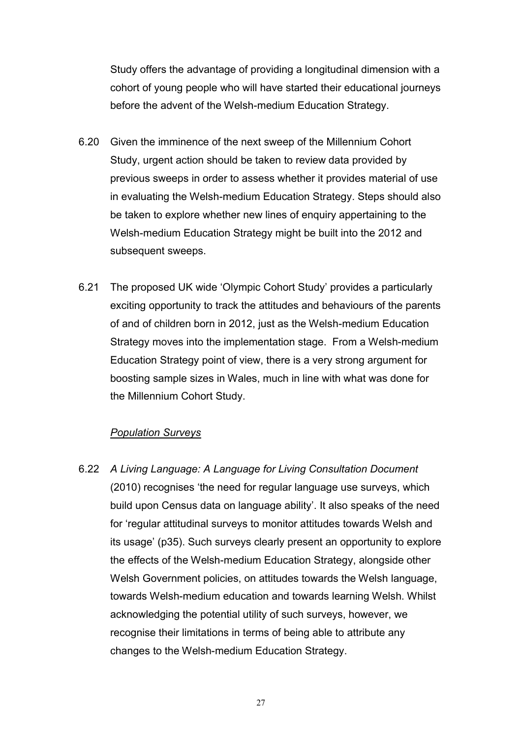Study offers the advantage of providing a longitudinal dimension with a cohort of young people who will have started their educational journeys before the advent of the Welsh-medium Education Strategy.

6.20 Given the imminence of the next sweep of the Millennium Cohort Study, urgent action should be taken to review data provided by previous sweeps in order to assess whether it provides material of use in evaluating the Welsh-medium Education Strategy. Steps should also be taken to explore whether new lines of enquiry appertaining to the Welsh-medium Education Strategy might be built into the 2012 and subsequent sweeps.

6.21 The proposed UK wide 'Olympic Cohort Study' provides a particularly exciting opportunity to track the attitudes and behaviours of the parents of and of children born in 2012, just as the Welsh-medium Education Strategy moves into the implementation stage. From a Welsh-medium Education Strategy point of view, there is a very strong argument for boosting sample sizes in Wales, much in line with what was done for the Millennium Cohort Study.

*Population Surveys*

6.22 *A Living Language: A Language for Living Consultation Document* (2010) recognises 'the need for regular language use surveys, which build upon Census data on language ability'. It also speaks of the need for 'regular attitudinal surveys to monitor attitudes towards Welsh and its usage' (p35). Such surveys clearly present an opportunity to explore the effects of the Welsh-medium Education Strategy, alongside other Welsh Government policies, on attitudes towards the Welsh language, towards Welsh-medium education and towards learning Welsh. Whilst acknowledging the potential utility of such surveys, however, we recognise their limitations in terms of being able to attribute any changes to the Welsh-medium Education Strategy.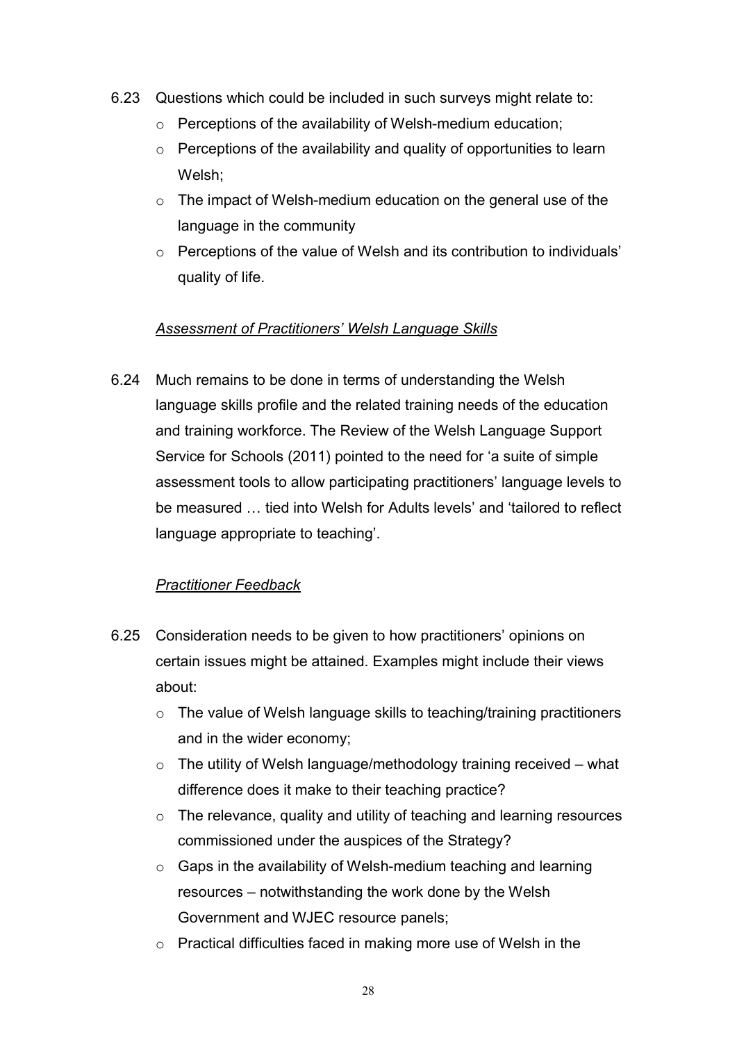6.23 Questions which could be included in such surveys might relate to:

- Perceptions of the availability of Welsh-medium education;
- Perceptions of the availability and quality of opportunities to learn Welsh;
- The impact of Welsh-medium education on the general use of the language in the community
- Perceptions of the value of Welsh and its contribution to individuals' quality of life.

*Assessment of Practitioners' Welsh Language Skills*

6.24 Much remains to be done in terms of understanding the Welsh language skills profile and the related training needs of the education and training workforce. The Review of the Welsh Language Support Service for Schools (2011) pointed to the need for 'a suite of simple assessment tools to allow participating practitioners' language levels to be measured … tied into Welsh for Adults levels' and 'tailored to reflect language appropriate to teaching'.

*Practitioner Feedback*

6.25 Consideration needs to be given to how practitioners' opinions on certain issues might be attained. Examples might include their views about:

- The value of Welsh language skills to teaching/training practitioners and in the wider economy;
- The utility of Welsh language/methodology training received – what difference does it make to their teaching practice?
- The relevance, quality and utility of teaching and learning resources commissioned under the auspices of the Strategy?
- Gaps in the availability of Welsh-medium teaching and learning resources – notwithstanding the work done by the Welsh Government and WJEC resource panels;
- Practical difficulties faced in making more use of Welsh in the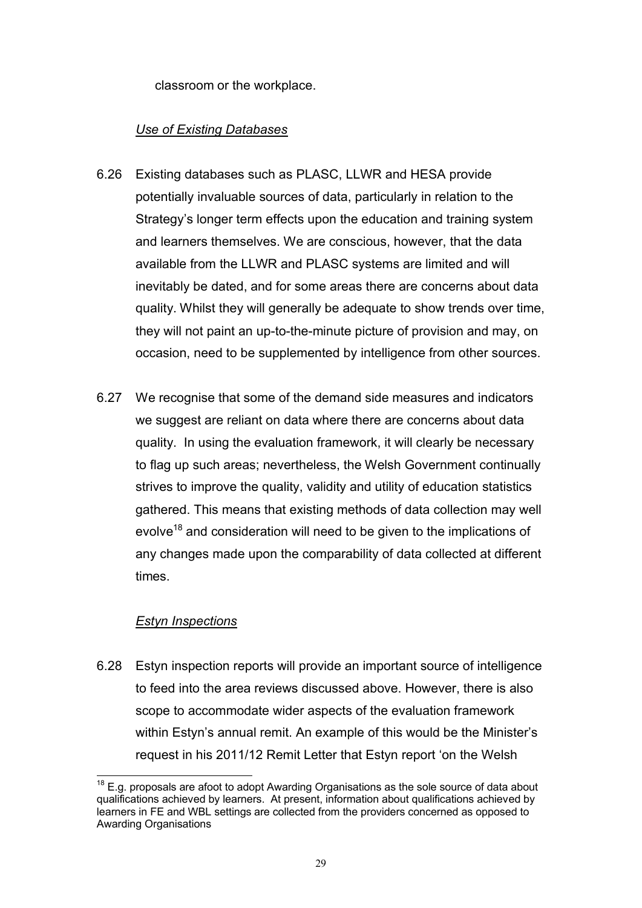classroom or the workplace.

*Use of Existing Databases*

6.26 Existing databases such as PLASC, LLWR and HESA provide potentially invaluable sources of data, particularly in relation to the Strategy's longer term effects upon the education and training system and learners themselves. We are conscious, however, that the data available from the LLWR and PLASC systems are limited and will inevitably be dated, and for some areas there are concerns about data quality. Whilst they will generally be adequate to show trends over time, they will not paint an up-to-the-minute picture of provision and may, on occasion, need to be supplemented by intelligence from other sources.

6.27 We recognise that some of the demand side measures and indicators we suggest are reliant on data where there are concerns about data quality. In using the evaluation framework, it will clearly be necessary to flag up such areas; nevertheless, the Welsh Government continually strives to improve the quality, validity and utility of education statistics gathered. This means that existing methods of data collection may well evolve[18] and consideration will need to be given to the implications of any changes made upon the comparability of data collected at different times.

*Estyn Inspections*

6.28 Estyn inspection reports will provide an important source of intelligence to feed into the area reviews discussed above. However, there is also scope to accommodate wider aspects of the evaluation framework within Estyn's annual remit. An example of this would be the Minister's request in his 2011/12 Remit Letter that Estyn report 'on the Welsh

[18] E.g. proposals are afoot to adopt Awarding Organisations as the sole source of data about qualifications achieved by learners. At present, information about qualifications achieved by learners in FE and WBL settings are collected from the providers concerned as opposed to Awarding Organisations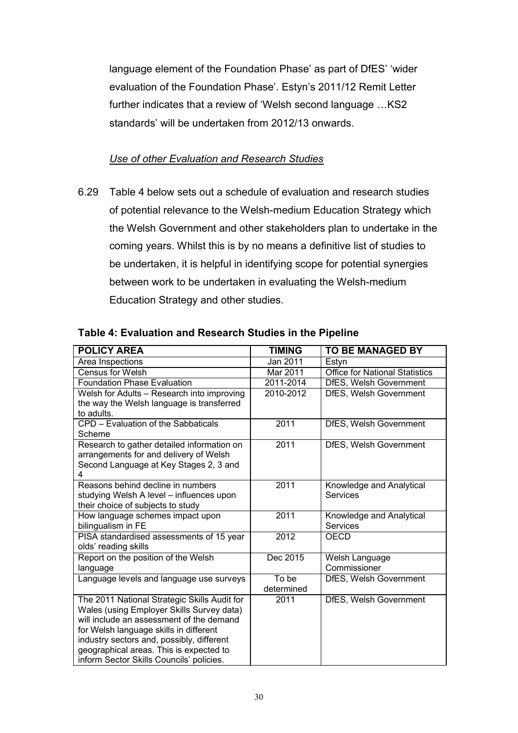language element of the Foundation Phase' as part of DfES' 'wider evaluation of the Foundation Phase'. Estyn's 2011/12 Remit Letter further indicates that a review of 'Welsh second language …KS2 standards' will be undertaken from 2012/13 onwards.

*Use of other Evaluation and Research Studies*

6.29 Table 4 below sets out a schedule of evaluation and research studies of potential relevance to the Welsh-medium Education Strategy which the Welsh Government and other stakeholders plan to undertake in the coming years. Whilst this is by no means a definitive list of studies to be undertaken, it is helpful in identifying scope for potential synergies between work to be undertaken in evaluating the Welsh-medium Education Strategy and other studies.

**Table 4: Evaluation and Research Studies in the Pipeline**

| POLICY AREA | TIMING | TO BE MANAGED BY |
|---|---|---|
| Area Inspections | Jan 2011 | Estyn |
| Census for Welsh | Mar 2011 | Office for National Statistics |
| Foundation Phase Evaluation | 2011-2014 | DfES, Welsh Government |
| Welsh for Adults – Research into improving the way the Welsh language is transferred to adults. | 2010-2012 | DfES, Welsh Government |
| CPD – Evaluation of the Sabbaticals Scheme | 2011 | DfES, Welsh Government |
| Research to gather detailed information on arrangements for and delivery of Welsh Second Language at Key Stages 2, 3 and 4 | 2011 | DfES, Welsh Government |
| Reasons behind decline in numbers studying Welsh A level – influences upon their choice of subjects to study | 2011 | Knowledge and Analytical Services |
| How language schemes impact upon bilingualism in FE | 2011 | Knowledge and Analytical Services |
| PISA standardised assessments of 15 year olds' reading skills | 2012 | OECD |
| Report on the position of the Welsh language | Dec 2015 | Welsh Language Commissioner |
| Language levels and language use surveys | To be determined | DfES, Welsh Government |
| The 2011 National Strategic Skills Audit for Wales (using Employer Skills Survey data) will include an assessment of the demand for Welsh language skills in different industry sectors and, possibly, different geographical areas. This is expected to inform Sector Skills Councils' policies. | 2011 | DfES, Welsh Government |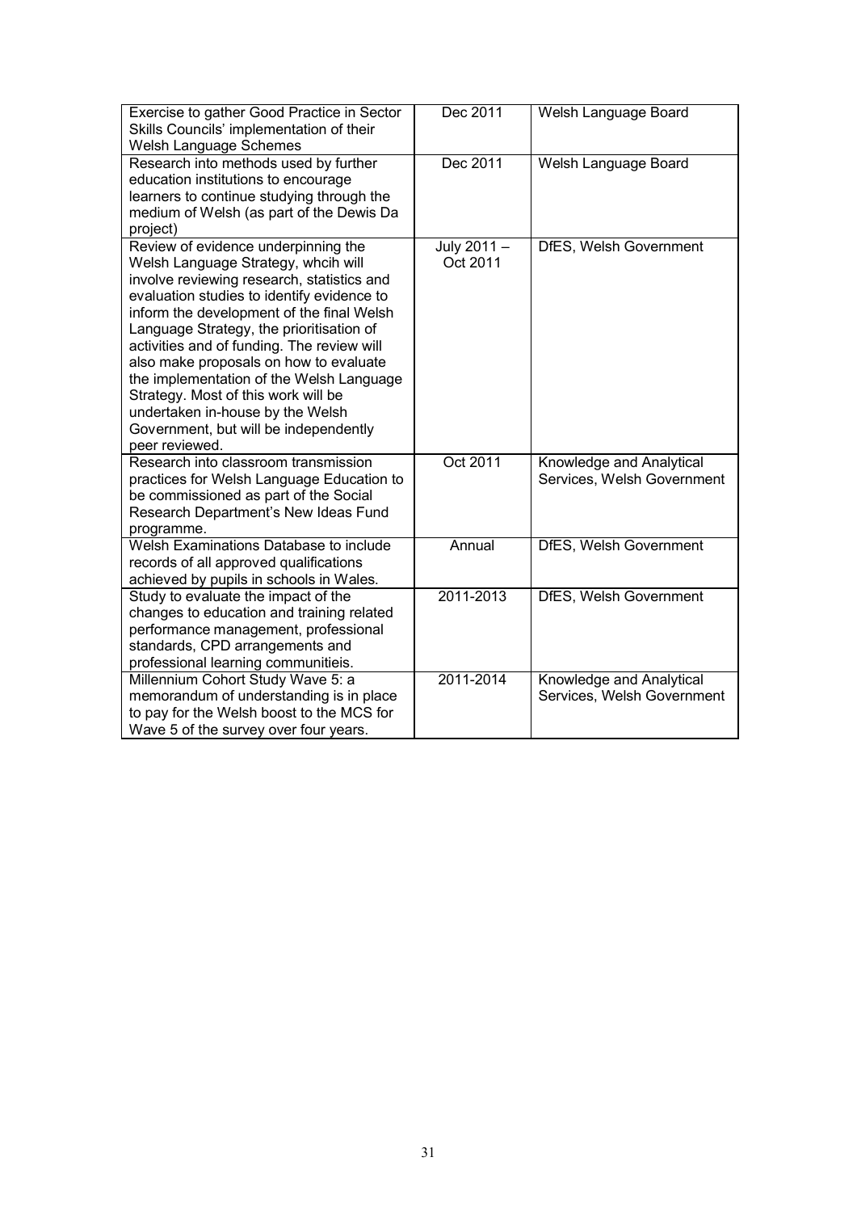| | | |
|---|---|---|
| Exercise to gather Good Practice in Sector Skills Councils' implementation of their Welsh Language Schemes | Dec 2011 | Welsh Language Board |
| Research into methods used by further education institutions to encourage learners to continue studying through the medium of Welsh (as part of the Dewis Da project) | Dec 2011 | Welsh Language Board |
| Review of evidence underpinning the Welsh Language Strategy, whcih will involve reviewing research, statistics and evaluation studies to identify evidence to inform the development of the final Welsh Language Strategy, the prioritisation of activities and of funding. The review will also make proposals on how to evaluate the implementation of the Welsh Language Strategy. Most of this work will be undertaken in-house by the Welsh Government, but will be independently peer reviewed. | July 2011 – Oct 2011 | DfES, Welsh Government |
| Research into classroom transmission practices for Welsh Language Education to be commissioned as part of the Social Research Department's New Ideas Fund programme. | Oct 2011 | Knowledge and Analytical Services, Welsh Government |
| Welsh Examinations Database to include records of all approved qualifications achieved by pupils in schools in Wales. | Annual | DfES, Welsh Government |
| Study to evaluate the impact of the changes to education and training related performance management, professional standards, CPD arrangements and professional learning communitieis. | 2011-2013 | DfES, Welsh Government |
| Millennium Cohort Study Wave 5: a memorandum of understanding is in place to pay for the Welsh boost to the MCS for Wave 5 of the survey over four years. | 2011-2014 | Knowledge and Analytical Services, Welsh Government |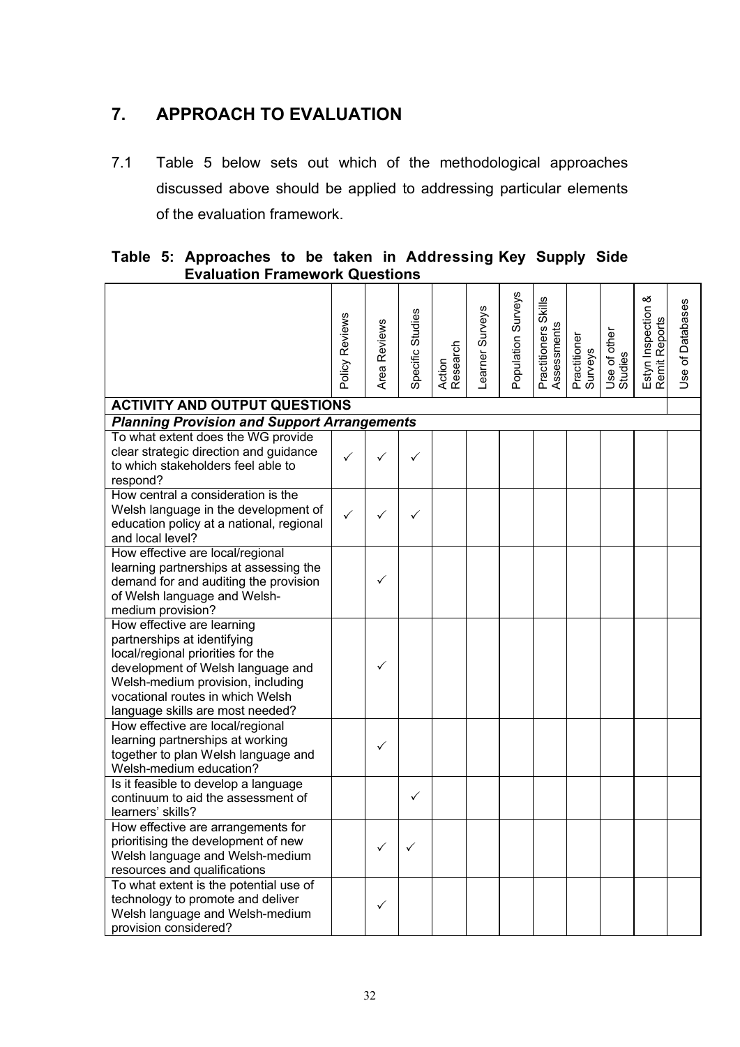## 7. APPROACH TO EVALUATION

7.1 Table 5 below sets out which of the methodological approaches discussed above should be applied to addressing particular elements of the evaluation framework.

**Table 5: Approaches to be taken in Addressing Key Supply Side Evaluation Framework Questions**

| | Policy Reviews | Area Reviews | Specific Studies | Action Research | Learner Surveys | Population Surveys | Practitioners Skills Assessments | Practitioner Surveys | Use of other Studies | Estyn Inspection & Remit Reports | Use of Databases |
|---|---|---|---|---|---|---|---|---|---|---|---|
| **ACTIVITY AND OUTPUT QUESTIONS** | | | | | | | | | | | |
| ***Planning Provision and Support Arrangements*** | | | | | | | | | | | |
| To what extent does the WG provide clear strategic direction and guidance to which stakeholders feel able to respond? | ✓ | ✓ | ✓ | | | | | | | | |
| How central a consideration is the Welsh language in the development of education policy at a national, regional and local level? | ✓ | ✓ | ✓ | | | | | | | | |
| How effective are local/regional learning partnerships at assessing the demand for and auditing the provision of Welsh language and Welsh-medium provision? | | ✓ | | | | | | | | | |
| How effective are learning partnerships at identifying local/regional priorities for the development of Welsh language and Welsh-medium provision, including vocational routes in which Welsh language skills are most needed? | | ✓ | | | | | | | | | |
| How effective are local/regional learning partnerships at working together to plan Welsh language and Welsh-medium education? | | ✓ | | | | | | | | | |
| Is it feasible to develop a language continuum to aid the assessment of learners' skills? | | | ✓ | | | | | | | | |
| How effective are arrangements for prioritising the development of new Welsh language and Welsh-medium resources and qualifications | | ✓ | ✓ | | | | | | | | |
| To what extent is the potential use of technology to promote and deliver Welsh language and Welsh-medium provision considered? | | ✓ | | | | | | | | | |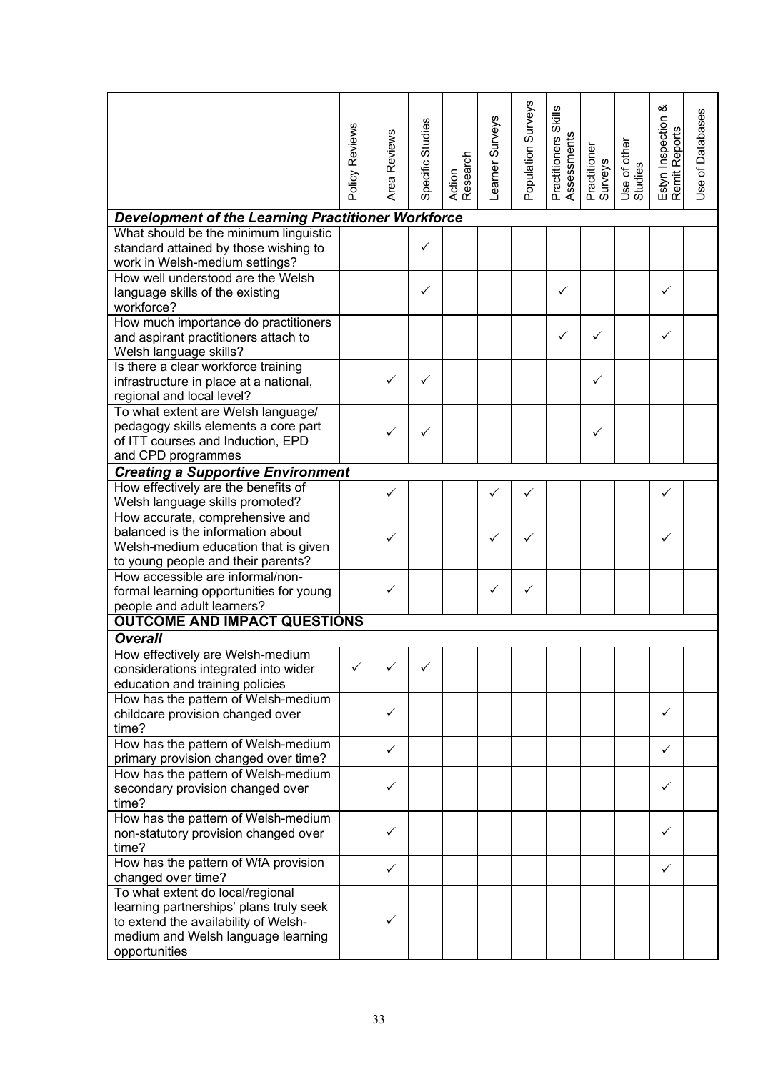| | Policy Reviews | Area Reviews | Specific Studies | Action Research | Learner Surveys | Population Surveys | Practitioners Skills Assessments | Practitioner Surveys | Use of other Studies | Estyn Inspection & Remit Reports | Use of Databases |
|---|---|---|---|---|---|---|---|---|---|---|---|
| ***Development of the Learning Practitioner Workforce*** | | | | | | | | | | | |
| What should be the minimum linguistic standard attained by those wishing to work in Welsh-medium settings? | | | ✓ | | | | | | | | |
| How well understood are the Welsh language skills of the existing workforce? | | | ✓ | | | | ✓ | | | ✓ | |
| How much importance do practitioners and aspirant practitioners attach to Welsh language skills? | | | | | | | ✓ | ✓ | | ✓ | |
| Is there a clear workforce training infrastructure in place at a national, regional and local level? | | ✓ | ✓ | | | | | ✓ | | | |
| To what extent are Welsh language/ pedagogy skills elements a core part of ITT courses and Induction, EPD and CPD programmes | | ✓ | ✓ | | | | | ✓ | | | |
| ***Creating a Supportive Environment*** | | | | | | | | | | | |
| How effectively are the benefits of Welsh language skills promoted? | | ✓ | | | ✓ | ✓ | | | | ✓ | |
| How accurate, comprehensive and balanced is the information about Welsh-medium education that is given to young people and their parents? | | ✓ | | | ✓ | ✓ | | | | ✓ | |
| How accessible are informal/non-formal learning opportunities for young people and adult learners? | | ✓ | | | ✓ | ✓ | | | | | |
| **OUTCOME AND IMPACT QUESTIONS** | | | | | | | | | | | |
| ***Overall*** | | | | | | | | | | | |
| How effectively are Welsh-medium considerations integrated into wider education and training policies | ✓ | ✓ | ✓ | | | | | | | | |
| How has the pattern of Welsh-medium childcare provision changed over time? | | ✓ | | | | | | | | ✓ | |
| How has the pattern of Welsh-medium primary provision changed over time? | | ✓ | | | | | | | | ✓ | |
| How has the pattern of Welsh-medium secondary provision changed over time? | | ✓ | | | | | | | | ✓ | |
| How has the pattern of Welsh-medium non-statutory provision changed over time? | | ✓ | | | | | | | | ✓ | |
| How has the pattern of WfA provision changed over time? | | ✓ | | | | | | | | ✓ | |
| To what extent do local/regional learning partnerships' plans truly seek to extend the availability of Welsh-medium and Welsh language learning opportunities | | ✓ | | | | | | | | | |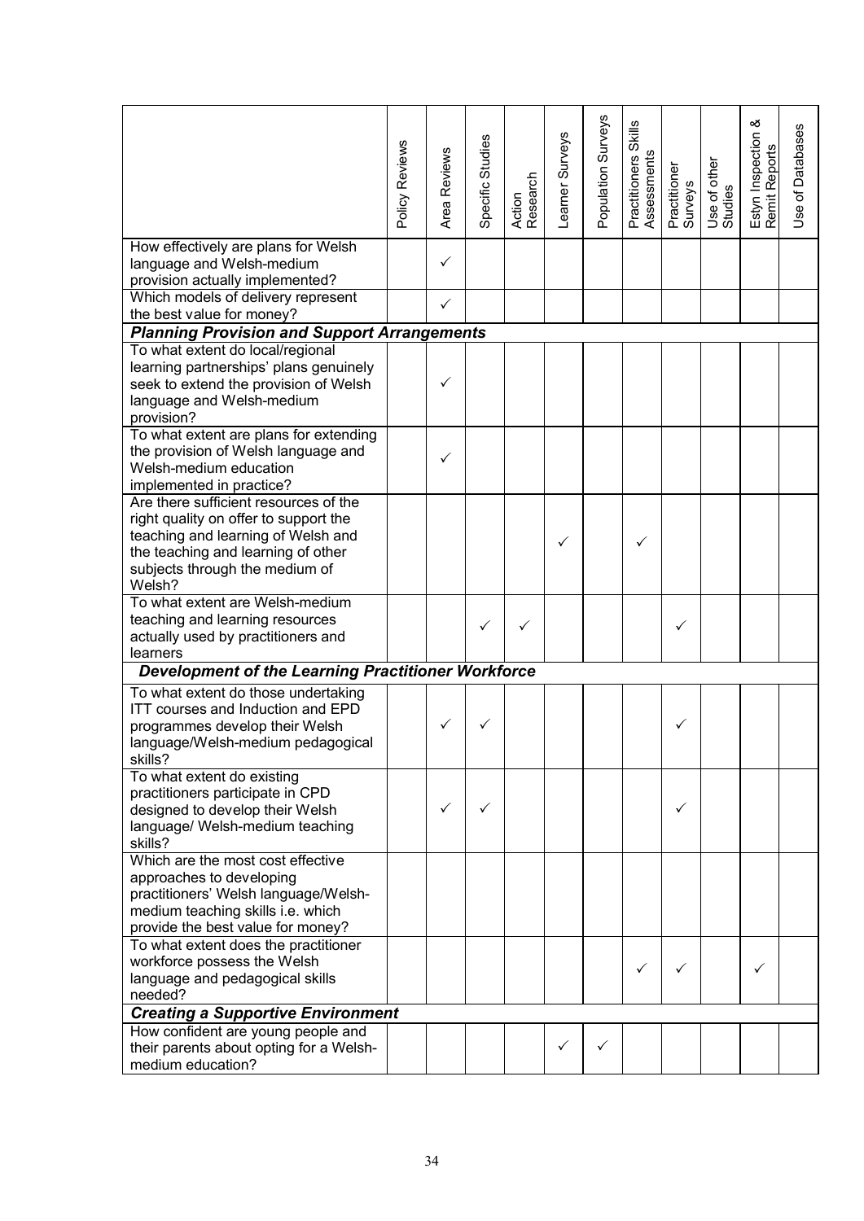| | Policy Reviews | Area Reviews | Specific Studies | Action Research | Learner Surveys | Population Surveys | Practitioners Skills Assessments | Practitioner Surveys | Use of other Studies | Estyn Inspection & Remit Reports | Use of Databases |
|---|---|---|---|---|---|---|---|---|---|---|---|
| How effectively are plans for Welsh language and Welsh-medium provision actually implemented? | | ✓ | | | | | | | | | |
| Which models of delivery represent the best value for money? | | ✓ | | | | | | | | | |
| ***Planning Provision and Support Arrangements*** | | | | | | | | | | | |
| To what extent do local/regional learning partnerships' plans genuinely seek to extend the provision of Welsh language and Welsh-medium provision? | | ✓ | | | | | | | | | |
| To what extent are plans for extending the provision of Welsh language and Welsh-medium education implemented in practice? | | ✓ | | | | | | | | | |
| Are there sufficient resources of the right quality on offer to support the teaching and learning of Welsh and the teaching and learning of other subjects through the medium of Welsh? | | | | | ✓ | | ✓ | | | | |
| To what extent are Welsh-medium teaching and learning resources actually used by practitioners and learners | | | ✓ | ✓ | | | | ✓ | | | |
| ***Development of the Learning Practitioner Workforce*** | | | | | | | | | | | |
| To what extent do those undertaking ITT courses and Induction and EPD programmes develop their Welsh language/Welsh-medium pedagogical skills? | | ✓ | ✓ | | | | | ✓ | | | |
| To what extent do existing practitioners participate in CPD designed to develop their Welsh language/ Welsh-medium teaching skills? | | ✓ | ✓ | | | | | ✓ | | | |
| Which are the most cost effective approaches to developing practitioners' Welsh language/Welsh-medium teaching skills i.e. which provide the best value for money? | | | | | | | | | | | |
| To what extent does the practitioner workforce possess the Welsh language and pedagogical skills needed? | | | | | | | ✓ | ✓ | | ✓ | |
| ***Creating a Supportive Environment*** | | | | | | | | | | | |
| How confident are young people and their parents about opting for a Welsh-medium education? | | | | | ✓ | ✓ | | | | | |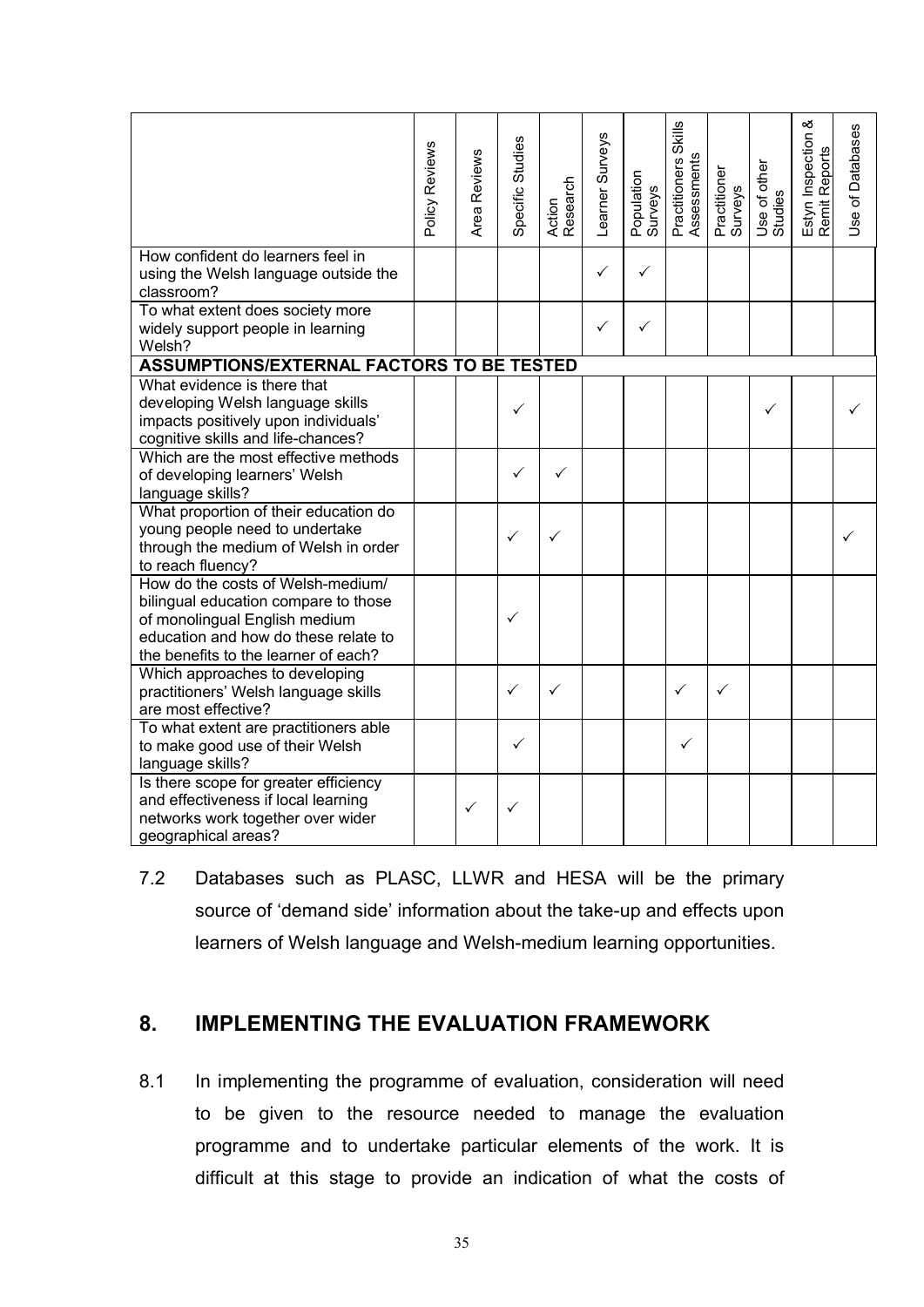| | Policy Reviews | Area Reviews | Specific Studies | Action Research | Learner Surveys | Population Surveys | Practitioners Skills Assessments | Practitioner Surveys | Use of other Studies | Estyn Inspection & Remit Reports | Use of Databases |
|---|---|---|---|---|---|---|---|---|---|---|---|
| How confident do learners feel in using the Welsh language outside the classroom? | | | | | ✓ | ✓ | | | | | |
| To what extent does society more widely support people in learning Welsh? | | | | | ✓ | ✓ | | | | | |
| **ASSUMPTIONS/EXTERNAL FACTORS TO BE TESTED** | | | | | | | | | | | |
| What evidence is there that developing Welsh language skills impacts positively upon individuals' cognitive skills and life-chances? | | | ✓ | | | | | | ✓ | | ✓ |
| Which are the most effective methods of developing learners' Welsh language skills? | | | ✓ | ✓ | | | | | | | |
| What proportion of their education do young people need to undertake through the medium of Welsh in order to reach fluency? | | | ✓ | ✓ | | | | | | | ✓ |
| How do the costs of Welsh-medium/ bilingual education compare to those of monolingual English medium education and how do these relate to the benefits to the learner of each? | | | ✓ | | | | | | | | |
| Which approaches to developing practitioners' Welsh language skills are most effective? | | | ✓ | ✓ | | | ✓ | ✓ | | | |
| To what extent are practitioners able to make good use of their Welsh language skills? | | | ✓ | | | | ✓ | | | | |
| Is there scope for greater efficiency and effectiveness if local learning networks work together over wider geographical areas? | | ✓ | ✓ | | | | | | | | |

7.2 Databases such as PLASC, LLWR and HESA will be the primary source of 'demand side' information about the take-up and effects upon learners of Welsh language and Welsh-medium learning opportunities.

## 8. IMPLEMENTING THE EVALUATION FRAMEWORK

8.1 In implementing the programme of evaluation, consideration will need to be given to the resource needed to manage the evaluation programme and to undertake particular elements of the work. It is difficult at this stage to provide an indication of what the costs of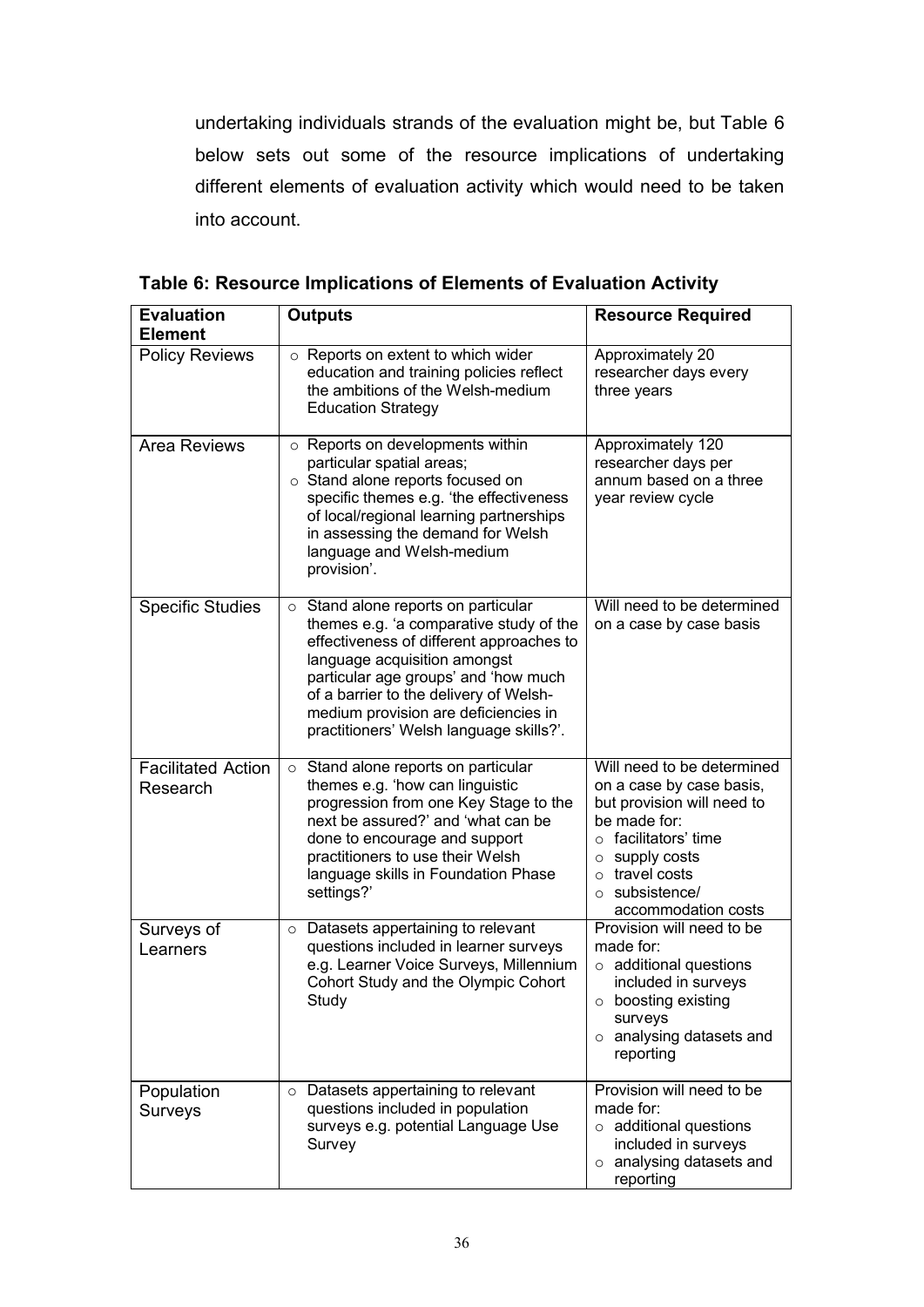undertaking individuals strands of the evaluation might be, but Table 6 below sets out some of the resource implications of undertaking different elements of evaluation activity which would need to be taken into account.

**Table 6: Resource Implications of Elements of Evaluation Activity**

| Evaluation Element | Outputs | Resource Required |
|---|---|---|
| Policy Reviews | ○ Reports on extent to which wider education and training policies reflect the ambitions of the Welsh-medium Education Strategy | Approximately 20 researcher days every three years |
| Area Reviews | ○ Reports on developments within particular spatial areas;<br>○ Stand alone reports focused on specific themes e.g. 'the effectiveness of local/regional learning partnerships in assessing the demand for Welsh language and Welsh-medium provision'. | Approximately 120 researcher days per annum based on a three year review cycle |
| Specific Studies | ○ Stand alone reports on particular themes e.g. 'a comparative study of the effectiveness of different approaches to language acquisition amongst particular age groups' and 'how much of a barrier to the delivery of Welsh-medium provision are deficiencies in practitioners' Welsh language skills?'. | Will need to be determined on a case by case basis |
| Facilitated Action Research | ○ Stand alone reports on particular themes e.g. 'how can linguistic progression from one Key Stage to the next be assured?' and 'what can be done to encourage and support practitioners to use their Welsh language skills in Foundation Phase settings?' | Will need to be determined on a case by case basis, but provision will need to be made for:<br>○ facilitators' time<br>○ supply costs<br>○ travel costs<br>○ subsistence/ accommodation costs |
| Surveys of Learners | ○ Datasets appertaining to relevant questions included in learner surveys e.g. Learner Voice Surveys, Millennium Cohort Study and the Olympic Cohort Study | Provision will need to be made for:<br>○ additional questions included in surveys<br>○ boosting existing surveys<br>○ analysing datasets and reporting |
| Population Surveys | ○ Datasets appertaining to relevant questions included in population surveys e.g. potential Language Use Survey | Provision will need to be made for:<br>○ additional questions included in surveys<br>○ analysing datasets and reporting |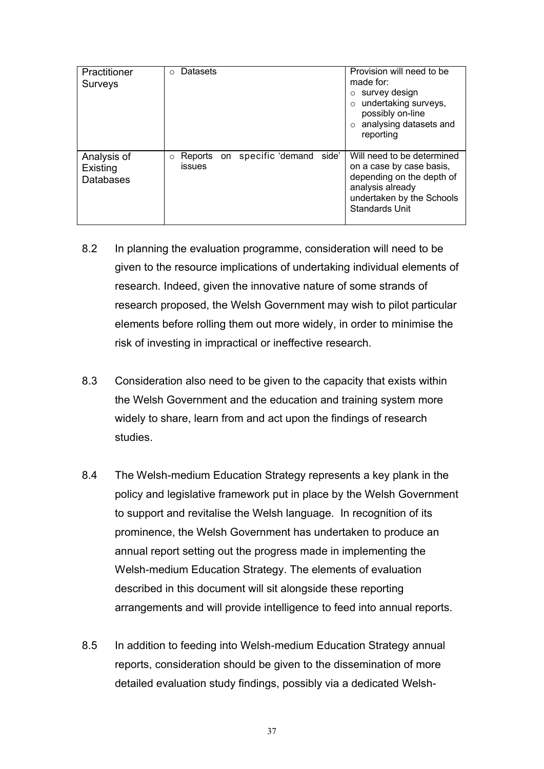| Practitioner Surveys | ○ Datasets | Provision will need to be made for:<br>○ survey design<br>○ undertaking surveys, possibly on-line<br>○ analysing datasets and reporting |
|---|---|---|
| Analysis of Existing Databases | ○ Reports on specific 'demand side' issues | Will need to be determined on a case by case basis, depending on the depth of analysis already undertaken by the Schools Standards Unit |

8.2 In planning the evaluation programme, consideration will need to be given to the resource implications of undertaking individual elements of research. Indeed, given the innovative nature of some strands of research proposed, the Welsh Government may wish to pilot particular elements before rolling them out more widely, in order to minimise the risk of investing in impractical or ineffective research.

8.3 Consideration also need to be given to the capacity that exists within the Welsh Government and the education and training system more widely to share, learn from and act upon the findings of research studies.

8.4 The Welsh-medium Education Strategy represents a key plank in the policy and legislative framework put in place by the Welsh Government to support and revitalise the Welsh language. In recognition of its prominence, the Welsh Government has undertaken to produce an annual report setting out the progress made in implementing the Welsh-medium Education Strategy. The elements of evaluation described in this document will sit alongside these reporting arrangements and will provide intelligence to feed into annual reports.

8.5 In addition to feeding into Welsh-medium Education Strategy annual reports, consideration should be given to the dissemination of more detailed evaluation study findings, possibly via a dedicated Welsh-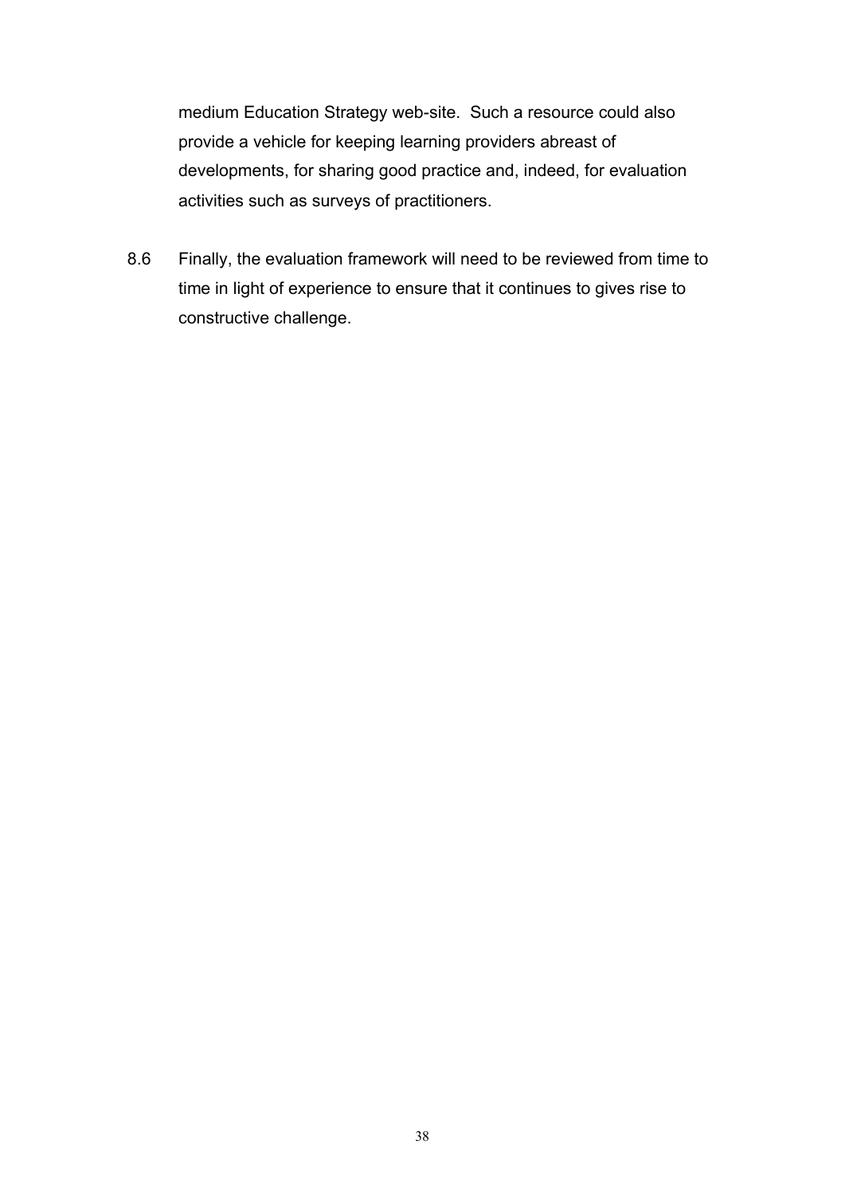medium Education Strategy web-site. Such a resource could also provide a vehicle for keeping learning providers abreast of developments, for sharing good practice and, indeed, for evaluation activities such as surveys of practitioners.

8.6 Finally, the evaluation framework will need to be reviewed from time to time in light of experience to ensure that it continues to gives rise to constructive challenge.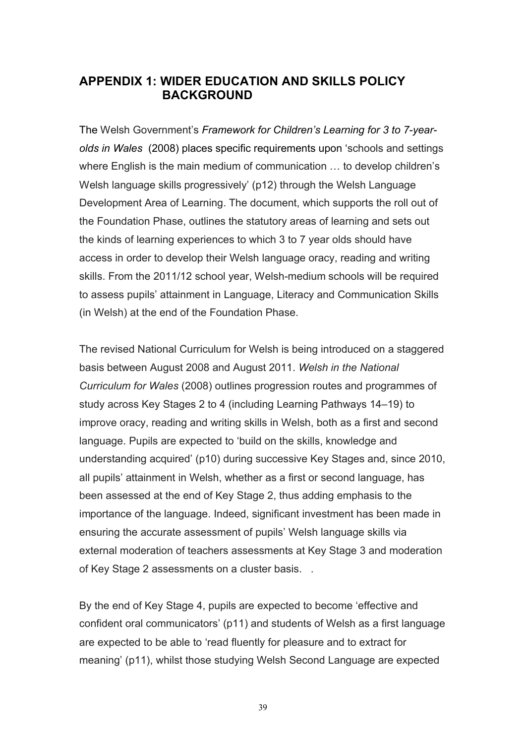## APPENDIX 1: WIDER EDUCATION AND SKILLS POLICY BACKGROUND

The Welsh Government's *Framework for Children's Learning for 3 to 7-year-olds in Wales* (2008) places specific requirements upon 'schools and settings where English is the main medium of communication … to develop children's Welsh language skills progressively' (p12) through the Welsh Language Development Area of Learning. The document, which supports the roll out of the Foundation Phase, outlines the statutory areas of learning and sets out the kinds of learning experiences to which 3 to 7 year olds should have access in order to develop their Welsh language oracy, reading and writing skills. From the 2011/12 school year, Welsh-medium schools will be required to assess pupils' attainment in Language, Literacy and Communication Skills (in Welsh) at the end of the Foundation Phase.

The revised National Curriculum for Welsh is being introduced on a staggered basis between August 2008 and August 2011. *Welsh in the National Curriculum for Wales* (2008) outlines progression routes and programmes of study across Key Stages 2 to 4 (including Learning Pathways 14–19) to improve oracy, reading and writing skills in Welsh, both as a first and second language. Pupils are expected to 'build on the skills, knowledge and understanding acquired' (p10) during successive Key Stages and, since 2010, all pupils' attainment in Welsh, whether as a first or second language, has been assessed at the end of Key Stage 2, thus adding emphasis to the importance of the language. Indeed, significant investment has been made in ensuring the accurate assessment of pupils' Welsh language skills via external moderation of teachers assessments at Key Stage 3 and moderation of Key Stage 2 assessments on a cluster basis. .

By the end of Key Stage 4, pupils are expected to become 'effective and confident oral communicators' (p11) and students of Welsh as a first language are expected to be able to 'read fluently for pleasure and to extract for meaning' (p11), whilst those studying Welsh Second Language are expected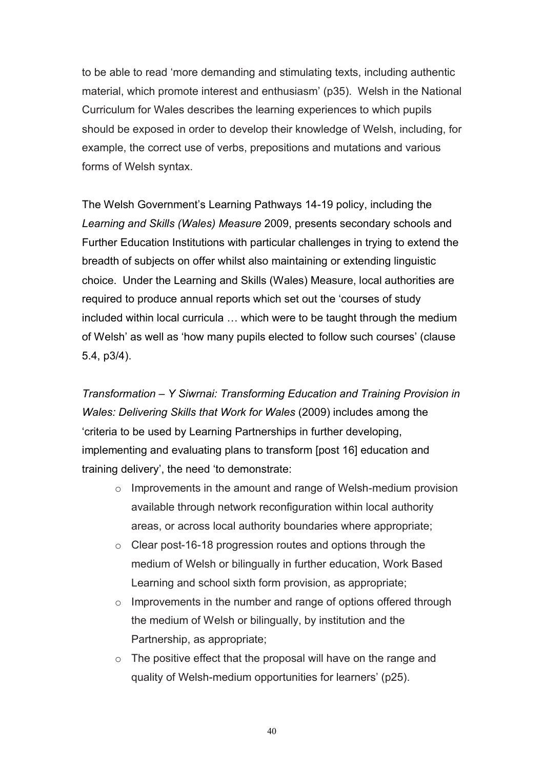to be able to read 'more demanding and stimulating texts, including authentic material, which promote interest and enthusiasm' (p35). Welsh in the National Curriculum for Wales describes the learning experiences to which pupils should be exposed in order to develop their knowledge of Welsh, including, for example, the correct use of verbs, prepositions and mutations and various forms of Welsh syntax.

The Welsh Government's Learning Pathways 14-19 policy, including the *Learning and Skills (Wales) Measure* 2009, presents secondary schools and Further Education Institutions with particular challenges in trying to extend the breadth of subjects on offer whilst also maintaining or extending linguistic choice. Under the Learning and Skills (Wales) Measure, local authorities are required to produce annual reports which set out the 'courses of study included within local curricula … which were to be taught through the medium of Welsh' as well as 'how many pupils elected to follow such courses' (clause 5.4, p3/4).

*Transformation – Y Siwrnai: Transforming Education and Training Provision in Wales: Delivering Skills that Work for Wales* (2009) includes among the 'criteria to be used by Learning Partnerships in further developing, implementing and evaluating plans to transform [post 16] education and training delivery', the need 'to demonstrate:

- Improvements in the amount and range of Welsh-medium provision available through network reconfiguration within local authority areas, or across local authority boundaries where appropriate;
- Clear post-16-18 progression routes and options through the medium of Welsh or bilingually in further education, Work Based Learning and school sixth form provision, as appropriate;
- Improvements in the number and range of options offered through the medium of Welsh or bilingually, by institution and the Partnership, as appropriate;
- The positive effect that the proposal will have on the range and quality of Welsh-medium opportunities for learners' (p25).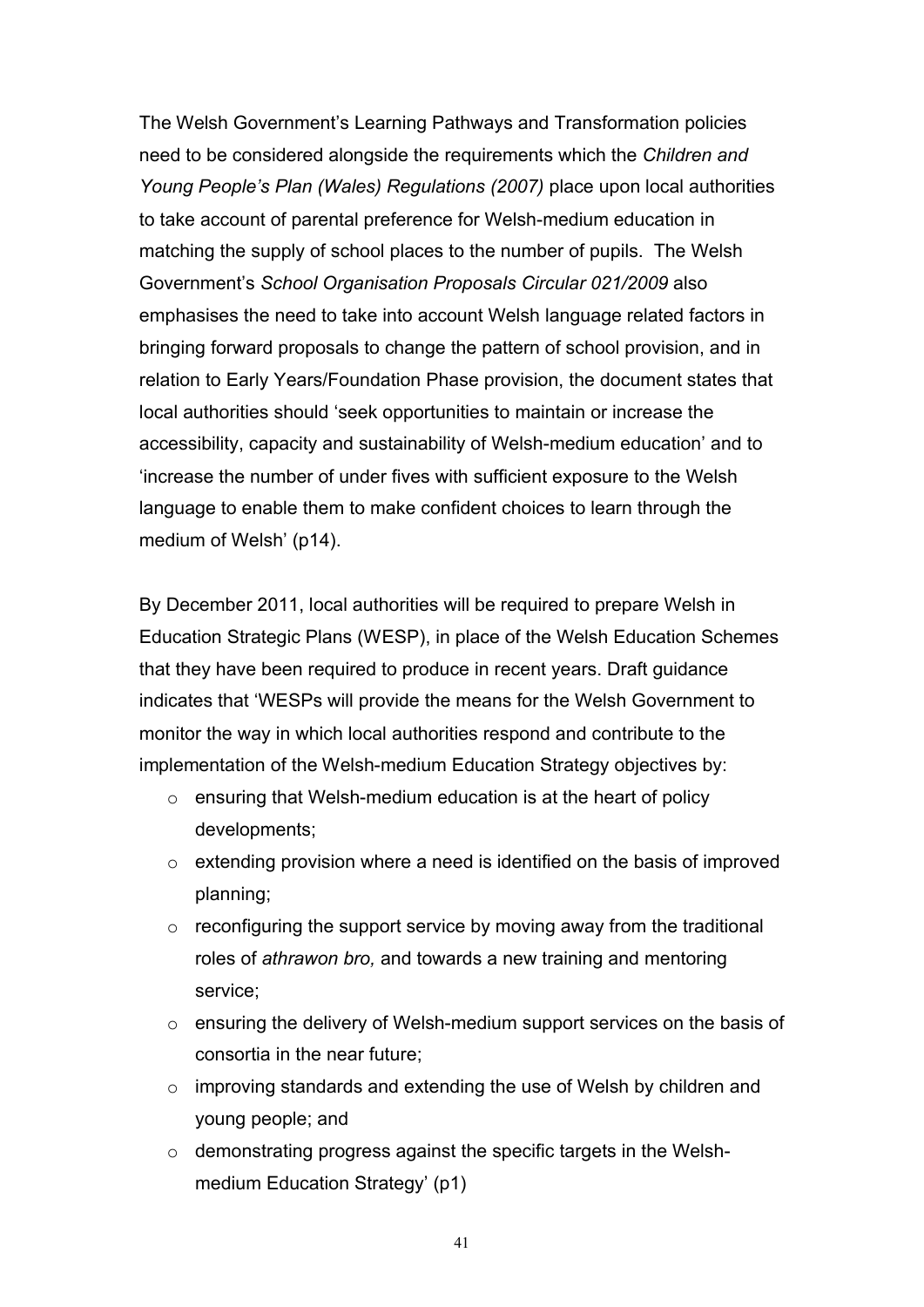The Welsh Government's Learning Pathways and Transformation policies need to be considered alongside the requirements which the *Children and Young People's Plan (Wales) Regulations (2007)* place upon local authorities to take account of parental preference for Welsh-medium education in matching the supply of school places to the number of pupils. The Welsh Government's *School Organisation Proposals Circular 021/2009* also emphasises the need to take into account Welsh language related factors in bringing forward proposals to change the pattern of school provision, and in relation to Early Years/Foundation Phase provision, the document states that local authorities should 'seek opportunities to maintain or increase the accessibility, capacity and sustainability of Welsh-medium education' and to 'increase the number of under fives with sufficient exposure to the Welsh language to enable them to make confident choices to learn through the medium of Welsh' (p14).

By December 2011, local authorities will be required to prepare Welsh in Education Strategic Plans (WESP), in place of the Welsh Education Schemes that they have been required to produce in recent years. Draft guidance indicates that 'WESPs will provide the means for the Welsh Government to monitor the way in which local authorities respond and contribute to the implementation of the Welsh-medium Education Strategy objectives by:

- ensuring that Welsh-medium education is at the heart of policy developments;
- extending provision where a need is identified on the basis of improved planning;
- reconfiguring the support service by moving away from the traditional roles of *athrawon bro,* and towards a new training and mentoring service;
- ensuring the delivery of Welsh-medium support services on the basis of consortia in the near future;
- improving standards and extending the use of Welsh by children and young people; and
- demonstrating progress against the specific targets in the Welsh-medium Education Strategy' (p1)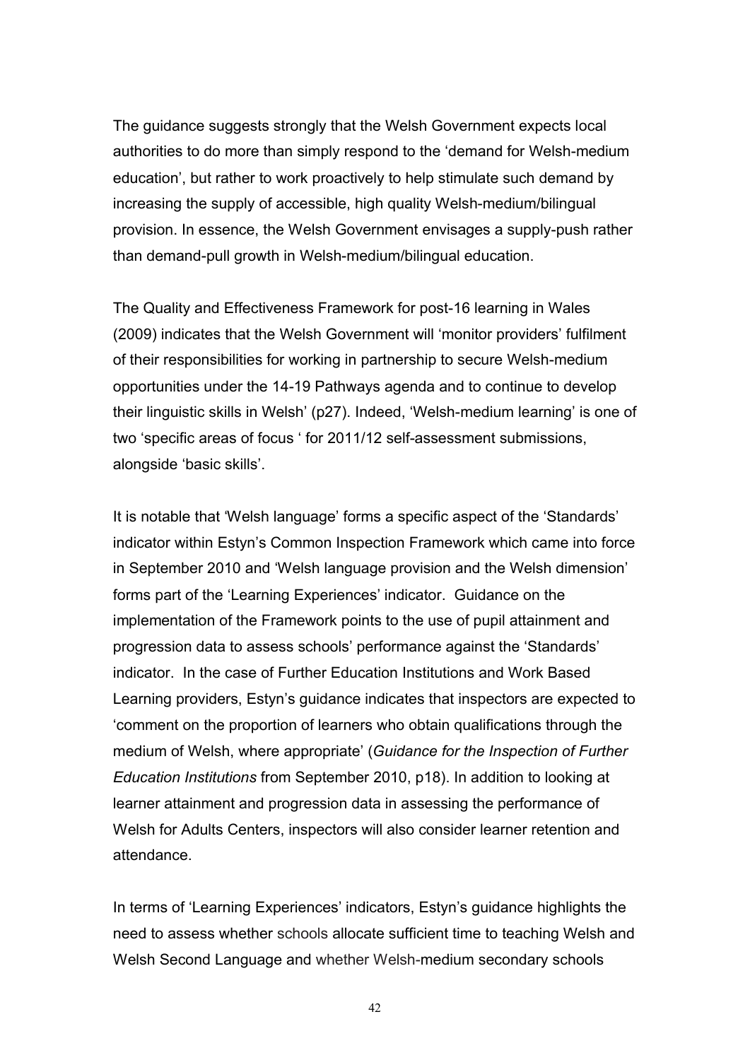The guidance suggests strongly that the Welsh Government expects local authorities to do more than simply respond to the 'demand for Welsh-medium education', but rather to work proactively to help stimulate such demand by increasing the supply of accessible, high quality Welsh-medium/bilingual provision. In essence, the Welsh Government envisages a supply-push rather than demand-pull growth in Welsh-medium/bilingual education.

The Quality and Effectiveness Framework for post-16 learning in Wales (2009) indicates that the Welsh Government will 'monitor providers' fulfilment of their responsibilities for working in partnership to secure Welsh-medium opportunities under the 14-19 Pathways agenda and to continue to develop their linguistic skills in Welsh' (p27). Indeed, 'Welsh-medium learning' is one of two 'specific areas of focus ' for 2011/12 self-assessment submissions, alongside 'basic skills'.

It is notable that 'Welsh language' forms a specific aspect of the 'Standards' indicator within Estyn's Common Inspection Framework which came into force in September 2010 and 'Welsh language provision and the Welsh dimension' forms part of the 'Learning Experiences' indicator. Guidance on the implementation of the Framework points to the use of pupil attainment and progression data to assess schools' performance against the 'Standards' indicator. In the case of Further Education Institutions and Work Based Learning providers, Estyn's guidance indicates that inspectors are expected to 'comment on the proportion of learners who obtain qualifications through the medium of Welsh, where appropriate' (*Guidance for the Inspection of Further Education Institutions* from September 2010, p18). In addition to looking at learner attainment and progression data in assessing the performance of Welsh for Adults Centers, inspectors will also consider learner retention and attendance.

In terms of 'Learning Experiences' indicators, Estyn's guidance highlights the need to assess whether schools allocate sufficient time to teaching Welsh and Welsh Second Language and whether Welsh-medium secondary schools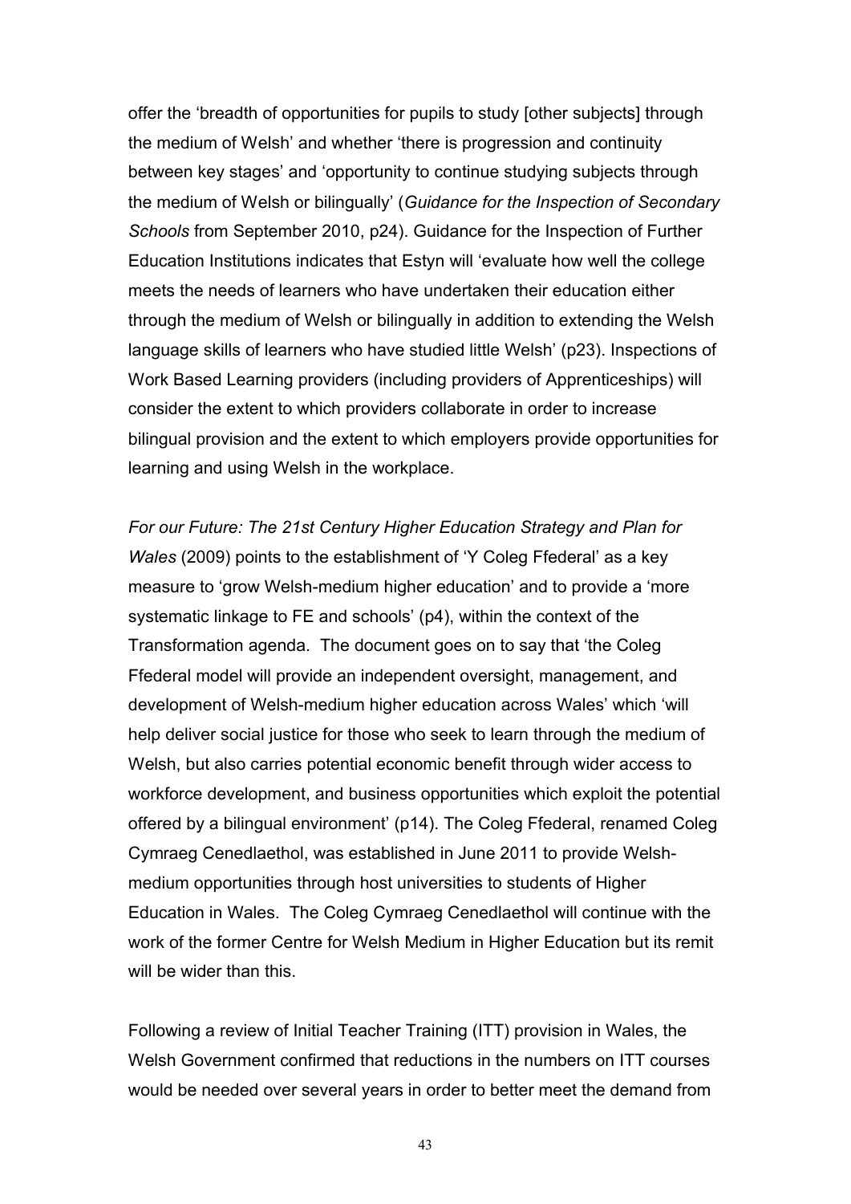offer the 'breadth of opportunities for pupils to study [other subjects] through the medium of Welsh' and whether 'there is progression and continuity between key stages' and 'opportunity to continue studying subjects through the medium of Welsh or bilingually' (*Guidance for the Inspection of Secondary Schools* from September 2010, p24). Guidance for the Inspection of Further Education Institutions indicates that Estyn will 'evaluate how well the college meets the needs of learners who have undertaken their education either through the medium of Welsh or bilingually in addition to extending the Welsh language skills of learners who have studied little Welsh' (p23). Inspections of Work Based Learning providers (including providers of Apprenticeships) will consider the extent to which providers collaborate in order to increase bilingual provision and the extent to which employers provide opportunities for learning and using Welsh in the workplace.

*For our Future: The 21st Century Higher Education Strategy and Plan for Wales* (2009) points to the establishment of 'Y Coleg Ffederal' as a key measure to 'grow Welsh-medium higher education' and to provide a 'more systematic linkage to FE and schools' (p4), within the context of the Transformation agenda. The document goes on to say that 'the Coleg Ffederal model will provide an independent oversight, management, and development of Welsh-medium higher education across Wales' which 'will help deliver social justice for those who seek to learn through the medium of Welsh, but also carries potential economic benefit through wider access to workforce development, and business opportunities which exploit the potential offered by a bilingual environment' (p14). The Coleg Ffederal, renamed Coleg Cymraeg Cenedlaethol, was established in June 2011 to provide Welsh-medium opportunities through host universities to students of Higher Education in Wales. The Coleg Cymraeg Cenedlaethol will continue with the work of the former Centre for Welsh Medium in Higher Education but its remit will be wider than this.

Following a review of Initial Teacher Training (ITT) provision in Wales, the Welsh Government confirmed that reductions in the numbers on ITT courses would be needed over several years in order to better meet the demand from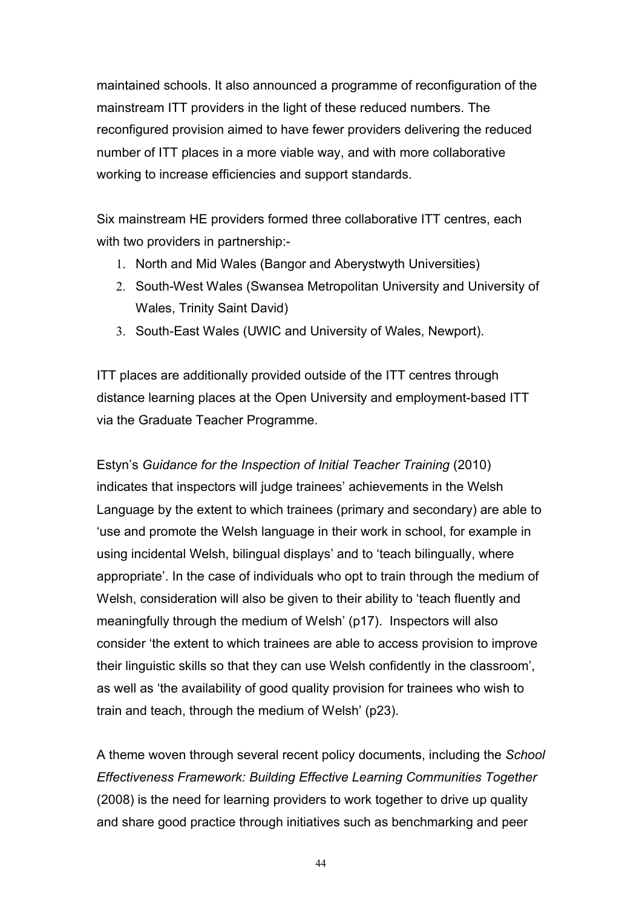maintained schools. It also announced a programme of reconfiguration of the mainstream ITT providers in the light of these reduced numbers. The reconfigured provision aimed to have fewer providers delivering the reduced number of ITT places in a more viable way, and with more collaborative working to increase efficiencies and support standards.

Six mainstream HE providers formed three collaborative ITT centres, each with two providers in partnership:-

1. North and Mid Wales (Bangor and Aberystwyth Universities)
2. South-West Wales (Swansea Metropolitan University and University of Wales, Trinity Saint David)
3. South-East Wales (UWIC and University of Wales, Newport).

ITT places are additionally provided outside of the ITT centres through distance learning places at the Open University and employment-based ITT via the Graduate Teacher Programme.

Estyn's *Guidance for the Inspection of Initial Teacher Training* (2010) indicates that inspectors will judge trainees' achievements in the Welsh Language by the extent to which trainees (primary and secondary) are able to 'use and promote the Welsh language in their work in school, for example in using incidental Welsh, bilingual displays' and to 'teach bilingually, where appropriate'. In the case of individuals who opt to train through the medium of Welsh, consideration will also be given to their ability to 'teach fluently and meaningfully through the medium of Welsh' (p17). Inspectors will also consider 'the extent to which trainees are able to access provision to improve their linguistic skills so that they can use Welsh confidently in the classroom', as well as 'the availability of good quality provision for trainees who wish to train and teach, through the medium of Welsh' (p23).

A theme woven through several recent policy documents, including the *School Effectiveness Framework: Building Effective Learning Communities Together* (2008) is the need for learning providers to work together to drive up quality and share good practice through initiatives such as benchmarking and peer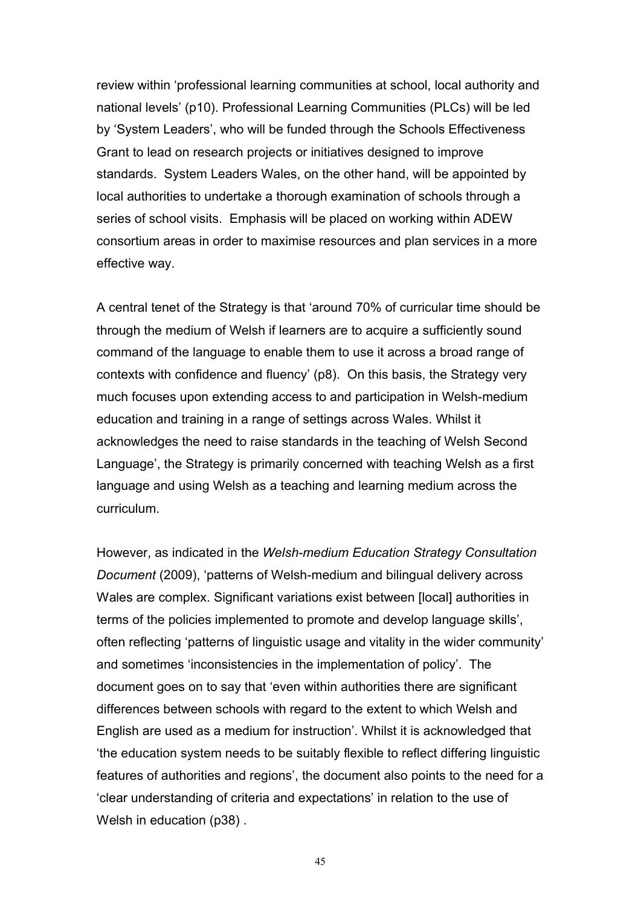review within 'professional learning communities at school, local authority and national levels' (p10). Professional Learning Communities (PLCs) will be led by 'System Leaders', who will be funded through the Schools Effectiveness Grant to lead on research projects or initiatives designed to improve standards. System Leaders Wales, on the other hand, will be appointed by local authorities to undertake a thorough examination of schools through a series of school visits. Emphasis will be placed on working within ADEW consortium areas in order to maximise resources and plan services in a more effective way.

A central tenet of the Strategy is that 'around 70% of curricular time should be through the medium of Welsh if learners are to acquire a sufficiently sound command of the language to enable them to use it across a broad range of contexts with confidence and fluency' (p8). On this basis, the Strategy very much focuses upon extending access to and participation in Welsh-medium education and training in a range of settings across Wales. Whilst it acknowledges the need to raise standards in the teaching of Welsh Second Language', the Strategy is primarily concerned with teaching Welsh as a first language and using Welsh as a teaching and learning medium across the curriculum.

However, as indicated in the *Welsh-medium Education Strategy Consultation Document* (2009), 'patterns of Welsh-medium and bilingual delivery across Wales are complex. Significant variations exist between [local] authorities in terms of the policies implemented to promote and develop language skills', often reflecting 'patterns of linguistic usage and vitality in the wider community' and sometimes 'inconsistencies in the implementation of policy'. The document goes on to say that 'even within authorities there are significant differences between schools with regard to the extent to which Welsh and English are used as a medium for instruction'. Whilst it is acknowledged that 'the education system needs to be suitably flexible to reflect differing linguistic features of authorities and regions', the document also points to the need for a 'clear understanding of criteria and expectations' in relation to the use of Welsh in education (p38) .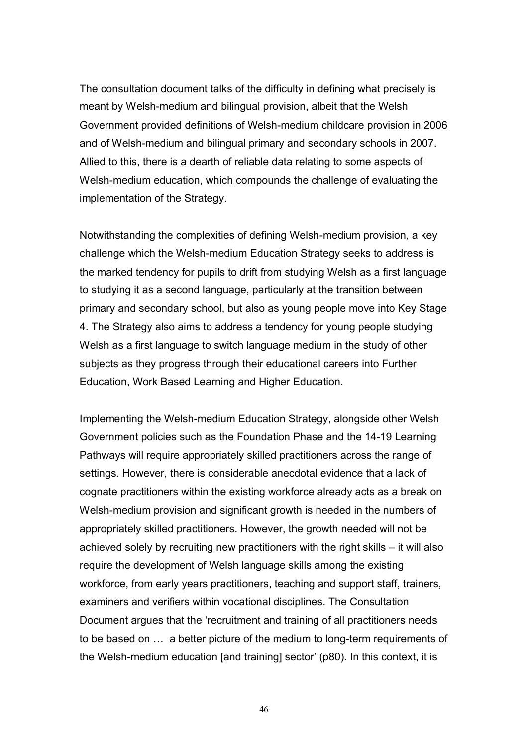The consultation document talks of the difficulty in defining what precisely is meant by Welsh-medium and bilingual provision, albeit that the Welsh Government provided definitions of Welsh-medium childcare provision in 2006 and of Welsh-medium and bilingual primary and secondary schools in 2007. Allied to this, there is a dearth of reliable data relating to some aspects of Welsh-medium education, which compounds the challenge of evaluating the implementation of the Strategy.

Notwithstanding the complexities of defining Welsh-medium provision, a key challenge which the Welsh-medium Education Strategy seeks to address is the marked tendency for pupils to drift from studying Welsh as a first language to studying it as a second language, particularly at the transition between primary and secondary school, but also as young people move into Key Stage 4. The Strategy also aims to address a tendency for young people studying Welsh as a first language to switch language medium in the study of other subjects as they progress through their educational careers into Further Education, Work Based Learning and Higher Education.

Implementing the Welsh-medium Education Strategy, alongside other Welsh Government policies such as the Foundation Phase and the 14-19 Learning Pathways will require appropriately skilled practitioners across the range of settings. However, there is considerable anecdotal evidence that a lack of cognate practitioners within the existing workforce already acts as a break on Welsh-medium provision and significant growth is needed in the numbers of appropriately skilled practitioners. However, the growth needed will not be achieved solely by recruiting new practitioners with the right skills – it will also require the development of Welsh language skills among the existing workforce, from early years practitioners, teaching and support staff, trainers, examiners and verifiers within vocational disciplines. The Consultation Document argues that the 'recruitment and training of all practitioners needs to be based on … a better picture of the medium to long-term requirements of the Welsh-medium education [and training] sector' (p80). In this context, it is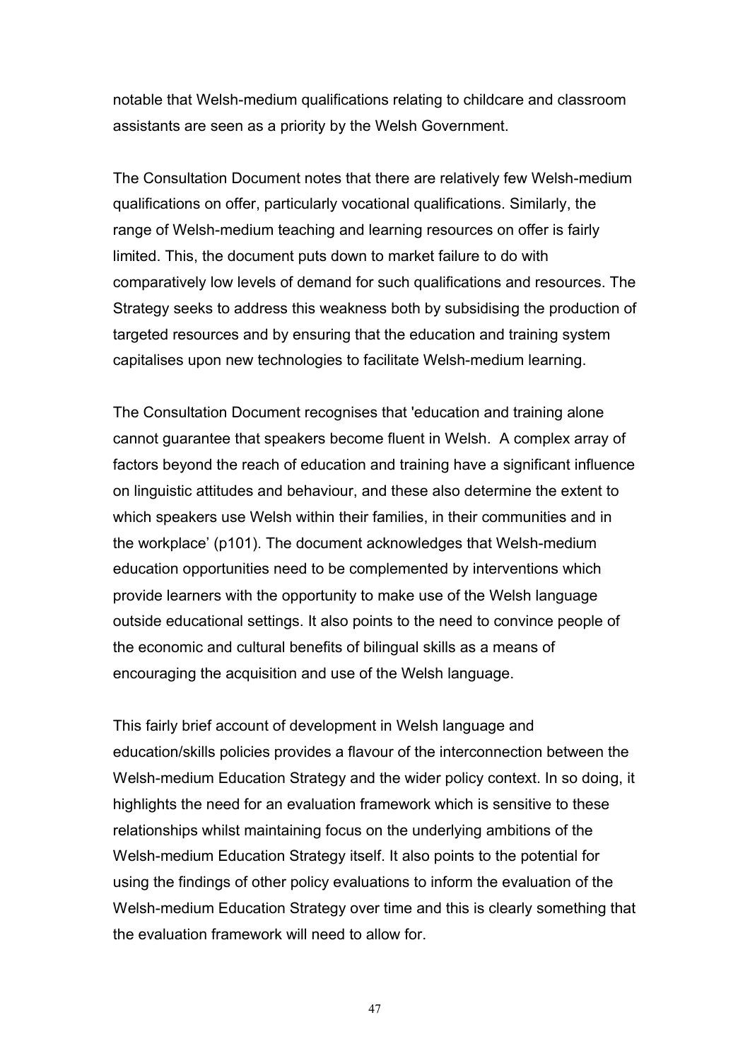notable that Welsh-medium qualifications relating to childcare and classroom assistants are seen as a priority by the Welsh Government.

The Consultation Document notes that there are relatively few Welsh-medium qualifications on offer, particularly vocational qualifications. Similarly, the range of Welsh-medium teaching and learning resources on offer is fairly limited. This, the document puts down to market failure to do with comparatively low levels of demand for such qualifications and resources. The Strategy seeks to address this weakness both by subsidising the production of targeted resources and by ensuring that the education and training system capitalises upon new technologies to facilitate Welsh-medium learning.

The Consultation Document recognises that 'education and training alone cannot guarantee that speakers become fluent in Welsh.  A complex array of factors beyond the reach of education and training have a significant influence on linguistic attitudes and behaviour, and these also determine the extent to which speakers use Welsh within their families, in their communities and in the workplace' (p101). The document acknowledges that Welsh-medium education opportunities need to be complemented by interventions which provide learners with the opportunity to make use of the Welsh language outside educational settings. It also points to the need to convince people of the economic and cultural benefits of bilingual skills as a means of encouraging the acquisition and use of the Welsh language.

This fairly brief account of development in Welsh language and education/skills policies provides a flavour of the interconnection between the Welsh-medium Education Strategy and the wider policy context. In so doing, it highlights the need for an evaluation framework which is sensitive to these relationships whilst maintaining focus on the underlying ambitions of the Welsh-medium Education Strategy itself. It also points to the potential for using the findings of other policy evaluations to inform the evaluation of the Welsh-medium Education Strategy over time and this is clearly something that the evaluation framework will need to allow for.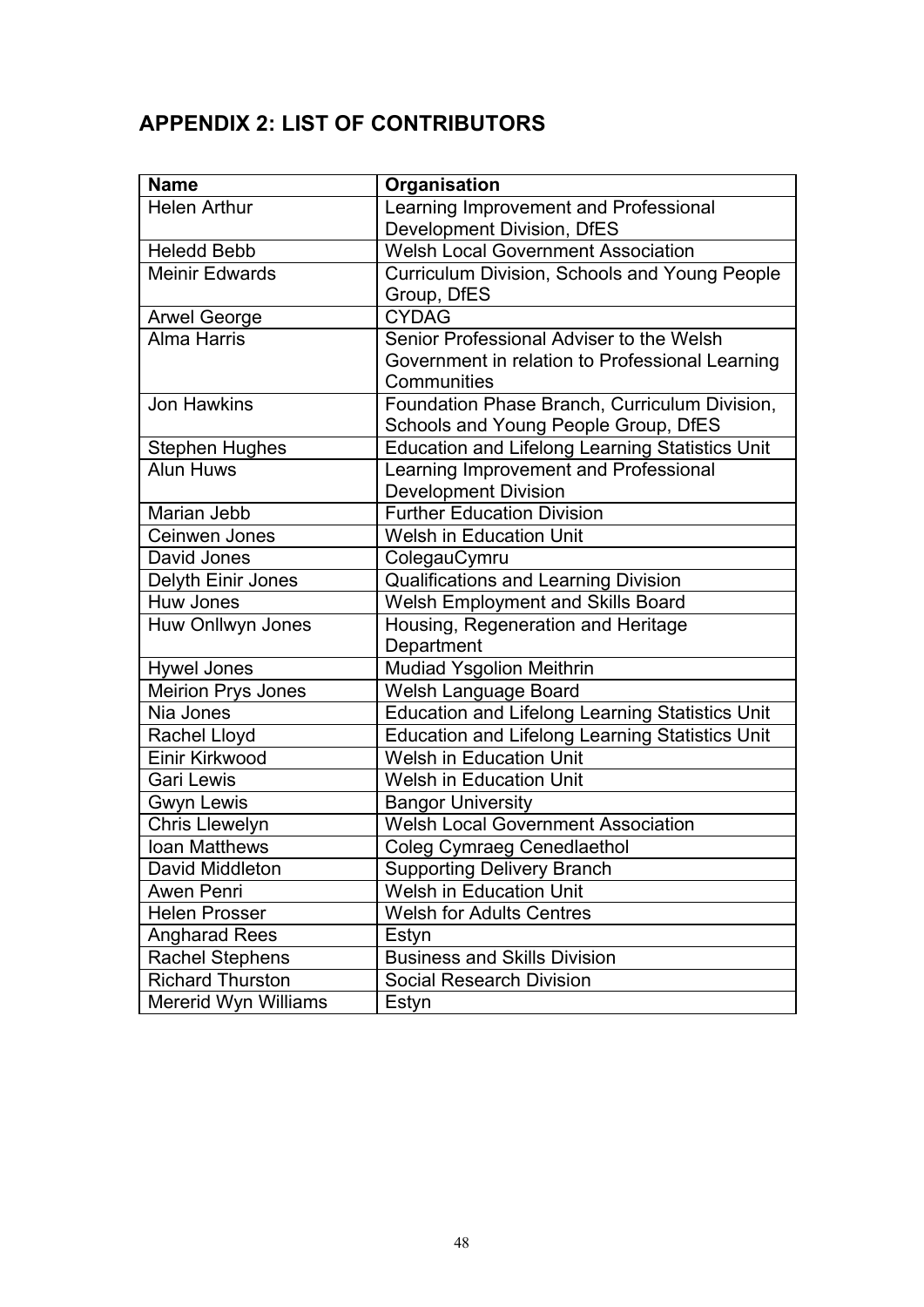## APPENDIX 2: LIST OF CONTRIBUTORS

| Name | Organisation |
|---|---|
| Helen Arthur | Learning Improvement and Professional Development Division, DfES |
| Heledd Bebb | Welsh Local Government Association |
| Meinir Edwards | Curriculum Division, Schools and Young People Group, DfES |
| Arwel George | CYDAG |
| Alma Harris | Senior Professional Adviser to the Welsh Government in relation to Professional Learning Communities |
| Jon Hawkins | Foundation Phase Branch, Curriculum Division, Schools and Young People Group, DfES |
| Stephen Hughes | Education and Lifelong Learning Statistics Unit |
| Alun Huws | Learning Improvement and Professional Development Division |
| Marian Jebb | Further Education Division |
| Ceinwen Jones | Welsh in Education Unit |
| David Jones | ColegauCymru |
| Delyth Einir Jones | Qualifications and Learning Division |
| Huw Jones | Welsh Employment and Skills Board |
| Huw Onllwyn Jones | Housing, Regeneration and Heritage Department |
| Hywel Jones | Mudiad Ysgolion Meithrin |
| Meirion Prys Jones | Welsh Language Board |
| Nia Jones | Education and Lifelong Learning Statistics Unit |
| Rachel Lloyd | Education and Lifelong Learning Statistics Unit |
| Einir Kirkwood | Welsh in Education Unit |
| Gari Lewis | Welsh in Education Unit |
| Gwyn Lewis | Bangor University |
| Chris Llewelyn | Welsh Local Government Association |
| Ioan Matthews | Coleg Cymraeg Cenedlaethol |
| David Middleton | Supporting Delivery Branch |
| Awen Penri | Welsh in Education Unit |
| Helen Prosser | Welsh for Adults Centres |
| Angharad Rees | Estyn |
| Rachel Stephens | Business and Skills Division |
| Richard Thurston | Social Research Division |
| Mererid Wyn Williams | Estyn |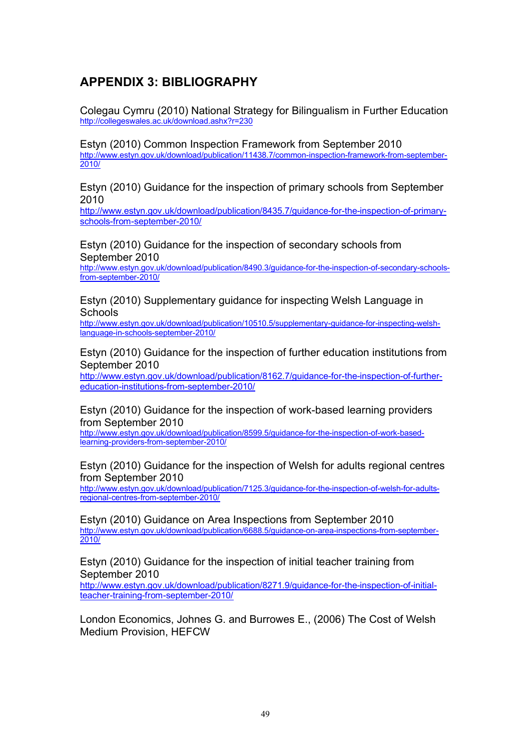## APPENDIX 3: BIBLIOGRAPHY

Colegau Cymru (2010) National Strategy for Bilingualism in Further Education
http://collegeswales.ac.uk/download.ashx?r=230

Estyn (2010) Common Inspection Framework from September 2010
http://www.estyn.gov.uk/download/publication/11438.7/common-inspection-framework-from-september-2010/

Estyn (2010) Guidance for the inspection of primary schools from September 2010
http://www.estyn.gov.uk/download/publication/8435.7/guidance-for-the-inspection-of-primary-schools-from-september-2010/

Estyn (2010) Guidance for the inspection of secondary schools from September 2010
http://www.estyn.gov.uk/download/publication/8490.3/guidance-for-the-inspection-of-secondary-schools-from-september-2010/

Estyn (2010) Supplementary guidance for inspecting Welsh Language in Schools
http://www.estyn.gov.uk/download/publication/10510.5/supplementary-guidance-for-inspecting-welsh-language-in-schools-september-2010/

Estyn (2010) Guidance for the inspection of further education institutions from September 2010
http://www.estyn.gov.uk/download/publication/8162.7/guidance-for-the-inspection-of-further-education-institutions-from-september-2010/

Estyn (2010) Guidance for the inspection of work-based learning providers from September 2010
http://www.estyn.gov.uk/download/publication/8599.5/guidance-for-the-inspection-of-work-based-learning-providers-from-september-2010/

Estyn (2010) Guidance for the inspection of Welsh for adults regional centres from September 2010
http://www.estyn.gov.uk/download/publication/7125.3/guidance-for-the-inspection-of-welsh-for-adults-regional-centres-from-september-2010/

Estyn (2010) Guidance on Area Inspections from September 2010
http://www.estyn.gov.uk/download/publication/6688.5/guidance-on-area-inspections-from-september-2010/

Estyn (2010) Guidance for the inspection of initial teacher training from September 2010
http://www.estyn.gov.uk/download/publication/8271.9/guidance-for-the-inspection-of-initial-teacher-training-from-september-2010/

London Economics, Johnes G. and Burrowes E., (2006) The Cost of Welsh Medium Provision, HEFCW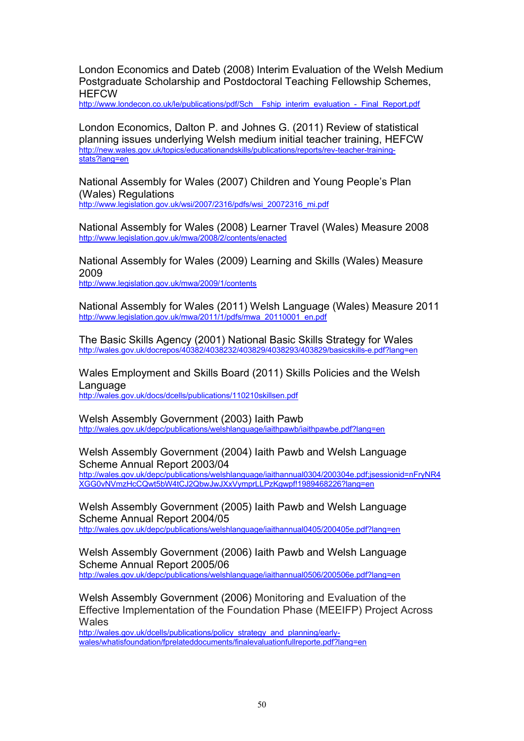London Economics and Dateb (2008) Interim Evaluation of the Welsh Medium Postgraduate Scholarship and Postdoctoral Teaching Fellowship Schemes, HEFCW
http://www.londecon.co.uk/le/publications/pdf/Sch__Fship_interim_evaluation_-_Final_Report.pdf

London Economics, Dalton P. and Johnes G. (2011) Review of statistical planning issues underlying Welsh medium initial teacher training, HEFCW
http://new.wales.gov.uk/topics/educationandskills/publications/reports/rev-teacher-training-stats?lang=en

National Assembly for Wales (2007) Children and Young People's Plan (Wales) Regulations
http://www.legislation.gov.uk/wsi/2007/2316/pdfs/wsi_20072316_mi.pdf

National Assembly for Wales (2008) Learner Travel (Wales) Measure 2008
http://www.legislation.gov.uk/mwa/2008/2/contents/enacted

National Assembly for Wales (2009) Learning and Skills (Wales) Measure 2009
http://www.legislation.gov.uk/mwa/2009/1/contents

National Assembly for Wales (2011) Welsh Language (Wales) Measure 2011
http://www.legislation.gov.uk/mwa/2011/1/pdfs/mwa_20110001_en.pdf

The Basic Skills Agency (2001) National Basic Skills Strategy for Wales
http://wales.gov.uk/docrepos/40382/4038232/403829/4038293/403829/basicskills-e.pdf?lang=en

Wales Employment and Skills Board (2011) Skills Policies and the Welsh Language
http://wales.gov.uk/docs/dcells/publications/110210skillsen.pdf

Welsh Assembly Government (2003) Iaith Pawb
http://wales.gov.uk/depc/publications/welshlanguage/iaithpawb/iaithpawbe.pdf?lang=en

Welsh Assembly Government (2004) Iaith Pawb and Welsh Language Scheme Annual Report 2003/04
http://wales.gov.uk/depc/publications/welshlanguage/iaithannual0304/200304e.pdf;jsessionid=nFryNR4XGG0vNVmzHcCQwt5bW4tCJ2QbwJwJXxVymprLLPzKgwpf!1989468226?lang=en

Welsh Assembly Government (2005) Iaith Pawb and Welsh Language Scheme Annual Report 2004/05
http://wales.gov.uk/depc/publications/welshlanguage/iaithannual0405/200405e.pdf?lang=en

Welsh Assembly Government (2006) Iaith Pawb and Welsh Language Scheme Annual Report 2005/06
http://wales.gov.uk/depc/publications/welshlanguage/iaithannual0506/200506e.pdf?lang=en

Welsh Assembly Government (2006) Monitoring and Evaluation of the Effective Implementation of the Foundation Phase (MEEIFP) Project Across Wales
http://wales.gov.uk/dcells/publications/policy_strategy_and_planning/early-wales/whatisfoundation/fprelateddocuments/finalevaluationfullreporte.pdf?lang=en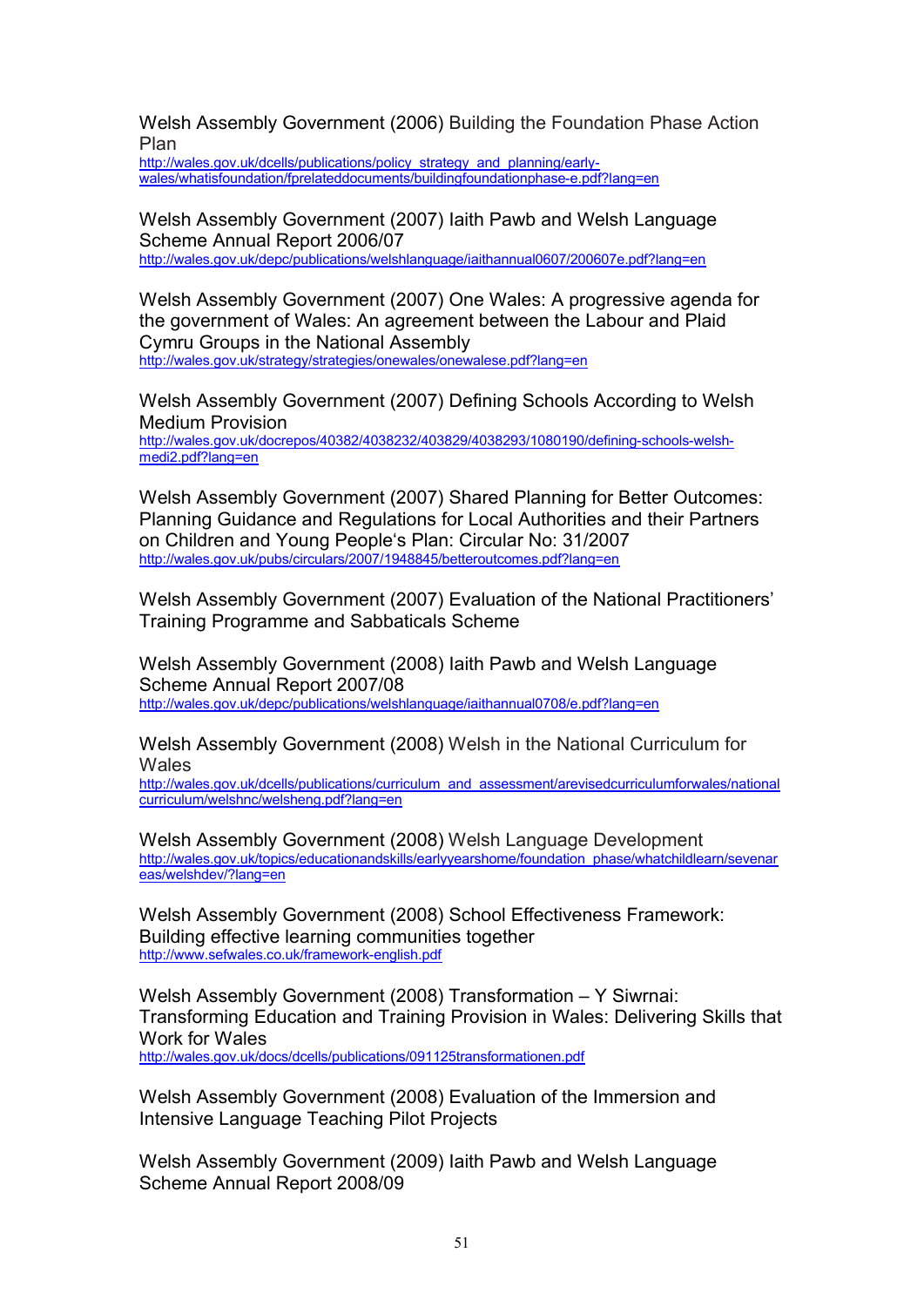Welsh Assembly Government (2006) Building the Foundation Phase Action Plan
http://wales.gov.uk/dcells/publications/policy_strategy_and_planning/early-wales/whatisfoundation/fprelateddocuments/buildingfoundationphase-e.pdf?lang=en

Welsh Assembly Government (2007) Iaith Pawb and Welsh Language Scheme Annual Report 2006/07
http://wales.gov.uk/depc/publications/welshlanguage/iaithannual0607/200607e.pdf?lang=en

Welsh Assembly Government (2007) One Wales: A progressive agenda for the government of Wales: An agreement between the Labour and Plaid Cymru Groups in the National Assembly
http://wales.gov.uk/strategy/strategies/onewales/onewalese.pdf?lang=en

Welsh Assembly Government (2007) Defining Schools According to Welsh Medium Provision
http://wales.gov.uk/docrepos/40382/4038232/403829/4038293/1080190/defining-schools-welsh-medi2.pdf?lang=en

Welsh Assembly Government (2007) Shared Planning for Better Outcomes: Planning Guidance and Regulations for Local Authorities and their Partners on Children and Young People's Plan: Circular No: 31/2007
http://wales.gov.uk/pubs/circulars/2007/1948845/betteroutcomes.pdf?lang=en

Welsh Assembly Government (2007) Evaluation of the National Practitioners' Training Programme and Sabbaticals Scheme

Welsh Assembly Government (2008) Iaith Pawb and Welsh Language Scheme Annual Report 2007/08
http://wales.gov.uk/depc/publications/welshlanguage/iaithannual0708/e.pdf?lang=en

Welsh Assembly Government (2008) Welsh in the National Curriculum for Wales
http://wales.gov.uk/dcells/publications/curriculum_and_assessment/arevisedcurriculumforwales/nationalcurriculum/welshnc/welsheng.pdf?lang=en

Welsh Assembly Government (2008) Welsh Language Development
http://wales.gov.uk/topics/educationandskills/earlyyearshome/foundation_phase/whatchildlearn/sevenareas/welshdev/?lang=en

Welsh Assembly Government (2008) School Effectiveness Framework: Building effective learning communities together
http://www.sefwales.co.uk/framework-english.pdf

Welsh Assembly Government (2008) Transformation – Y Siwrnai: Transforming Education and Training Provision in Wales: Delivering Skills that Work for Wales
http://wales.gov.uk/docs/dcells/publications/091125transformationen.pdf

Welsh Assembly Government (2008) Evaluation of the Immersion and Intensive Language Teaching Pilot Projects

Welsh Assembly Government (2009) Iaith Pawb and Welsh Language Scheme Annual Report 2008/09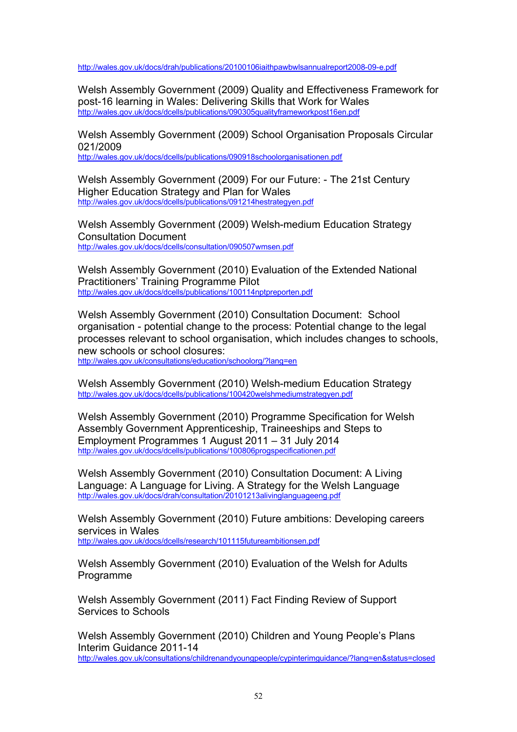http://wales.gov.uk/docs/drah/publications/20100106iaithpawbwlsannualreport2008-09-e.pdf

Welsh Assembly Government (2009) Quality and Effectiveness Framework for post-16 learning in Wales: Delivering Skills that Work for Wales
http://wales.gov.uk/docs/dcells/publications/090305qualityframeworkpost16en.pdf

Welsh Assembly Government (2009) School Organisation Proposals Circular 021/2009
http://wales.gov.uk/docs/dcells/publications/090918schoolorganisationen.pdf

Welsh Assembly Government (2009) For our Future: - The 21st Century Higher Education Strategy and Plan for Wales
http://wales.gov.uk/docs/dcells/publications/091214hestrategyen.pdf

Welsh Assembly Government (2009) Welsh-medium Education Strategy Consultation Document
http://wales.gov.uk/docs/dcells/consultation/090507wmsen.pdf

Welsh Assembly Government (2010) Evaluation of the Extended National Practitioners' Training Programme Pilot
http://wales.gov.uk/docs/dcells/publications/100114nptpreporten.pdf

Welsh Assembly Government (2010) Consultation Document: School organisation - potential change to the process: Potential change to the legal processes relevant to school organisation, which includes changes to schools, new schools or school closures:
http://wales.gov.uk/consultations/education/schoolorg/?lang=en

Welsh Assembly Government (2010) Welsh-medium Education Strategy
http://wales.gov.uk/docs/dcells/publications/100420welshmediumstrategyen.pdf

Welsh Assembly Government (2010) Programme Specification for Welsh Assembly Government Apprenticeship, Traineeships and Steps to Employment Programmes 1 August 2011 – 31 July 2014
http://wales.gov.uk/docs/dcells/publications/100806progspecificationen.pdf

Welsh Assembly Government (2010) Consultation Document: A Living Language: A Language for Living. A Strategy for the Welsh Language
http://wales.gov.uk/docs/drah/consultation/20101213alivinglanguageeng.pdf

Welsh Assembly Government (2010) Future ambitions: Developing careers services in Wales
http://wales.gov.uk/docs/dcells/research/101115futureambitionsen.pdf

Welsh Assembly Government (2010) Evaluation of the Welsh for Adults Programme

Welsh Assembly Government (2011) Fact Finding Review of Support Services to Schools

Welsh Assembly Government (2010) Children and Young People's Plans Interim Guidance 2011-14
http://wales.gov.uk/consultations/childrenandyoungpeople/cypinterimguidance/?lang=en&status=closed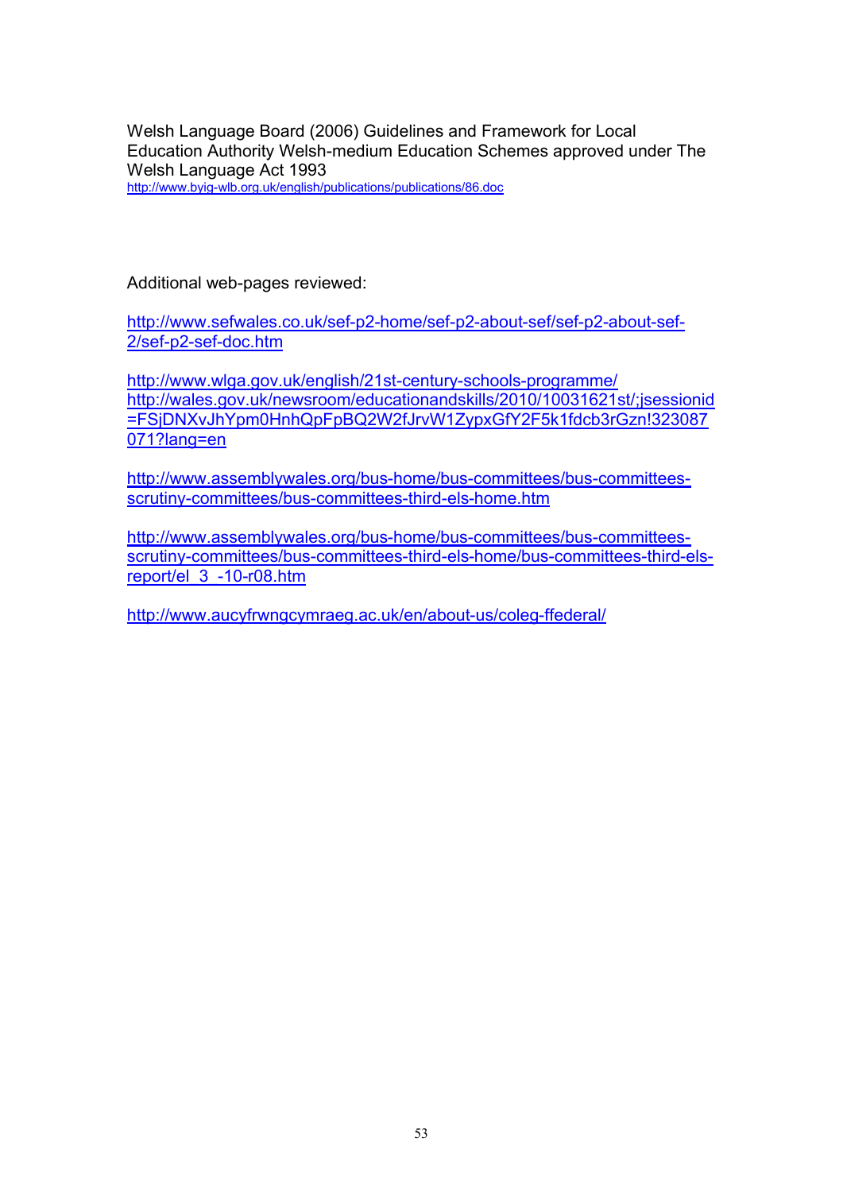Welsh Language Board (2006) Guidelines and Framework for Local Education Authority Welsh-medium Education Schemes approved under The Welsh Language Act 1993
http://www.byig-wlb.org.uk/english/publications/publications/86.doc

Additional web-pages reviewed:

http://www.sefwales.co.uk/sef-p2-home/sef-p2-about-sef/sef-p2-about-sef-2/sef-p2-sef-doc.htm

http://www.wlga.gov.uk/english/21st-century-schools-programme/
http://wales.gov.uk/newsroom/educationandskills/2010/10031621st/;jsessionid=FSjDNXvJhYpm0HnhQpFpBQ2W2fJrvW1ZypxGfY2F5k1fdcb3rGzn!323087071?lang=en

http://www.assemblywales.org/bus-home/bus-committees/bus-committees-scrutiny-committees/bus-committees-third-els-home.htm

http://www.assemblywales.org/bus-home/bus-committees/bus-committees-scrutiny-committees/bus-committees-third-els-home/bus-committees-third-els-report/el_3_-10-r08.htm

http://www.aucyfrwngcymraeg.ac.uk/en/about-us/coleg-ffederal/